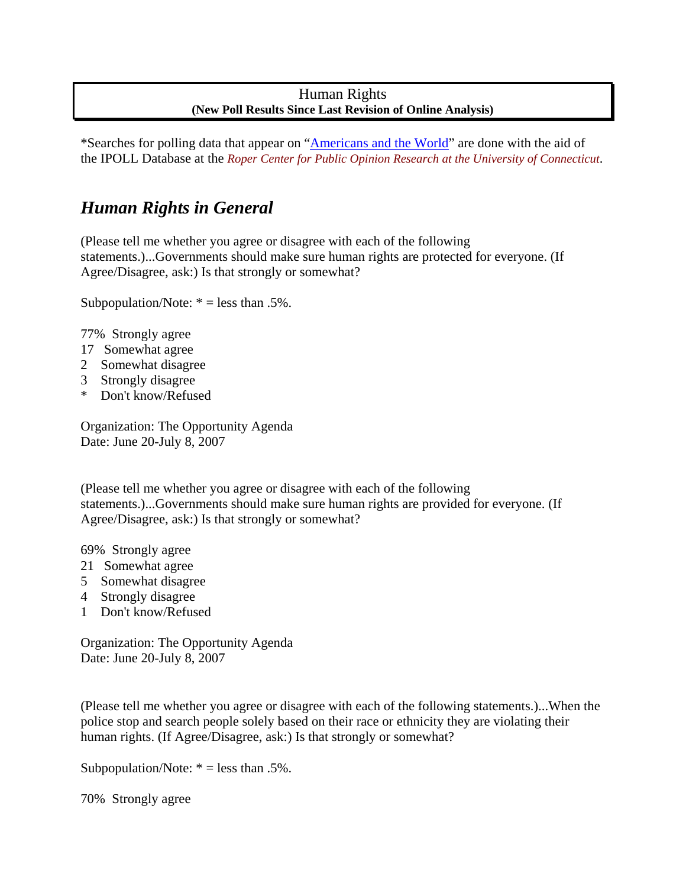**Human Rights**
**(New Poll Results Since Last Revision of Online Analysis)**

*Searches for polling data that appear on "Americans and the World" are done with the aid of the IPOLL Database at the *Roper Center for Public Opinion Research at the University of Connecticut*.

## *Human Rights in General*

(Please tell me whether you agree or disagree with each of the following statements.)...Governments should make sure human rights are protected for everyone. (If Agree/Disagree, ask:) Is that strongly or somewhat?

Subpopulation/Note: * = less than .5%.

77% Strongly agree
17 Somewhat agree
2 Somewhat disagree
3 Strongly disagree
* Don't know/Refused

Organization: The Opportunity Agenda
Date: June 20-July 8, 2007

(Please tell me whether you agree or disagree with each of the following statements.)...Governments should make sure human rights are provided for everyone. (If Agree/Disagree, ask:) Is that strongly or somewhat?

69% Strongly agree
21 Somewhat agree
5 Somewhat disagree
4 Strongly disagree
1 Don't know/Refused

Organization: The Opportunity Agenda
Date: June 20-July 8, 2007

(Please tell me whether you agree or disagree with each of the following statements.)...When the police stop and search people solely based on their race or ethnicity they are violating their human rights. (If Agree/Disagree, ask:) Is that strongly or somewhat?

Subpopulation/Note: * = less than .5%.

70% Strongly agree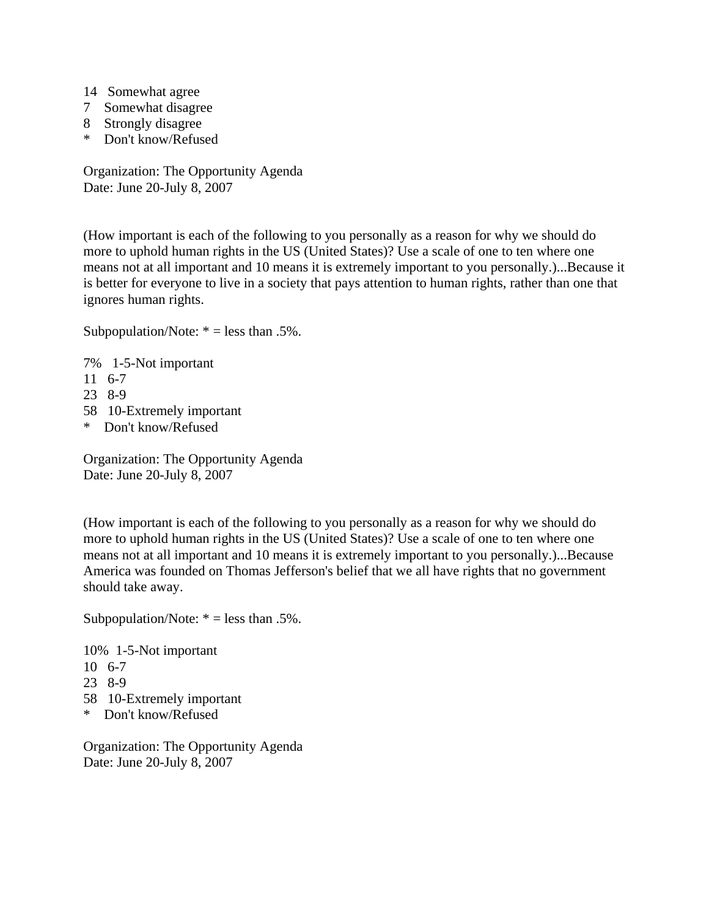14   Somewhat agree
7    Somewhat disagree
8    Strongly disagree
*    Don't know/Refused

Organization: The Opportunity Agenda
Date: June 20-July 8, 2007

(How important is each of the following to you personally as a reason for why we should do more to uphold human rights in the US (United States)? Use a scale of one to ten where one means not at all important and 10 means it is extremely important to you personally.)...Because it is better for everyone to live in a society that pays attention to human rights, rather than one that ignores human rights.

Subpopulation/Note: * = less than .5%.

7%   1-5-Not important
11   6-7
23   8-9
58   10-Extremely important
*    Don't know/Refused

Organization: The Opportunity Agenda
Date: June 20-July 8, 2007

(How important is each of the following to you personally as a reason for why we should do more to uphold human rights in the US (United States)? Use a scale of one to ten where one means not at all important and 10 means it is extremely important to you personally.)...Because America was founded on Thomas Jefferson's belief that we all have rights that no government should take away.

Subpopulation/Note: * = less than .5%.

10%  1-5-Not important
10   6-7
23   8-9
58   10-Extremely important
*    Don't know/Refused

Organization: The Opportunity Agenda
Date: June 20-July 8, 2007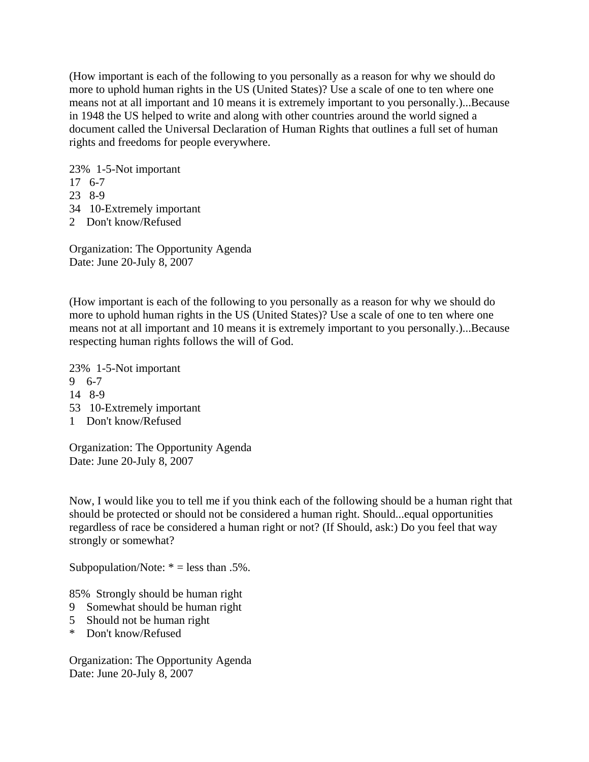(How important is each of the following to you personally as a reason for why we should do more to uphold human rights in the US (United States)? Use a scale of one to ten where one means not at all important and 10 means it is extremely important to you personally.)...Because in 1948 the US helped to write and along with other countries around the world signed a document called the Universal Declaration of Human Rights that outlines a full set of human rights and freedoms for people everywhere.

23%  1-5-Not important
17   6-7
23   8-9
34   10-Extremely important
2    Don't know/Refused

Organization: The Opportunity Agenda
Date: June 20-July 8, 2007

(How important is each of the following to you personally as a reason for why we should do more to uphold human rights in the US (United States)? Use a scale of one to ten where one means not at all important and 10 means it is extremely important to you personally.)...Because respecting human rights follows the will of God.

23%  1-5-Not important
9    6-7
14   8-9
53   10-Extremely important
1    Don't know/Refused

Organization: The Opportunity Agenda
Date: June 20-July 8, 2007

Now, I would like you to tell me if you think each of the following should be a human right that should be protected or should not be considered a human right. Should...equal opportunities regardless of race be considered a human right or not? (If Should, ask:) Do you feel that way strongly or somewhat?

Subpopulation/Note: * = less than .5%.

85%  Strongly should be human right
9    Somewhat should be human right
5    Should not be human right
*    Don't know/Refused

Organization: The Opportunity Agenda
Date: June 20-July 8, 2007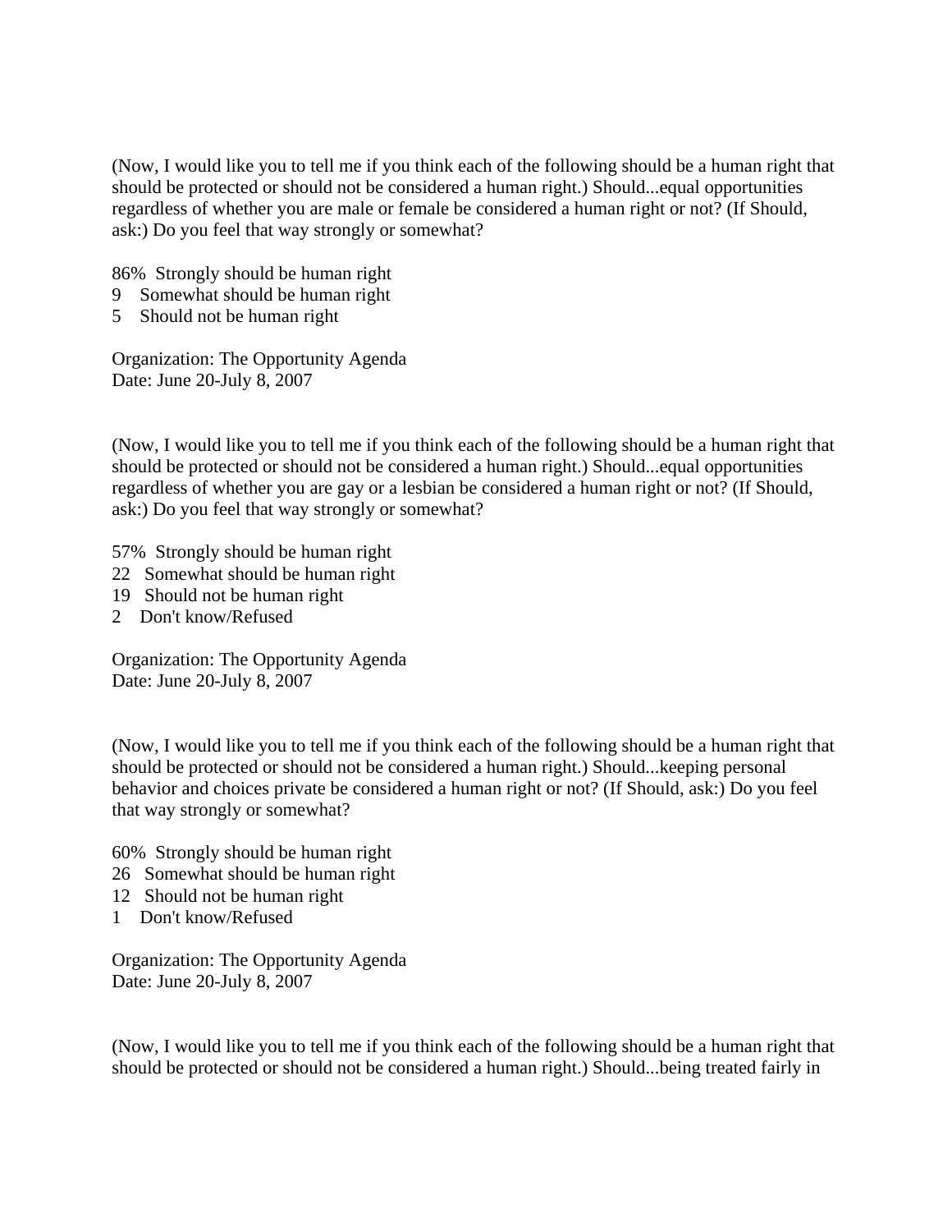(Now, I would like you to tell me if you think each of the following should be a human right that should be protected or should not be considered a human right.) Should...equal opportunities regardless of whether you are male or female be considered a human right or not? (If Should, ask:) Do you feel that way strongly or somewhat?

86% Strongly should be human right
9 Somewhat should be human right
5 Should not be human right

Organization: The Opportunity Agenda
Date: June 20-July 8, 2007

(Now, I would like you to tell me if you think each of the following should be a human right that should be protected or should not be considered a human right.) Should...equal opportunities regardless of whether you are gay or a lesbian be considered a human right or not? (If Should, ask:) Do you feel that way strongly or somewhat?

57% Strongly should be human right
22 Somewhat should be human right
19 Should not be human right
2 Don't know/Refused

Organization: The Opportunity Agenda
Date: June 20-July 8, 2007

(Now, I would like you to tell me if you think each of the following should be a human right that should be protected or should not be considered a human right.) Should...keeping personal behavior and choices private be considered a human right or not? (If Should, ask:) Do you feel that way strongly or somewhat?

60% Strongly should be human right
26 Somewhat should be human right
12 Should not be human right
1 Don't know/Refused

Organization: The Opportunity Agenda
Date: June 20-July 8, 2007

(Now, I would like you to tell me if you think each of the following should be a human right that should be protected or should not be considered a human right.) Should...being treated fairly in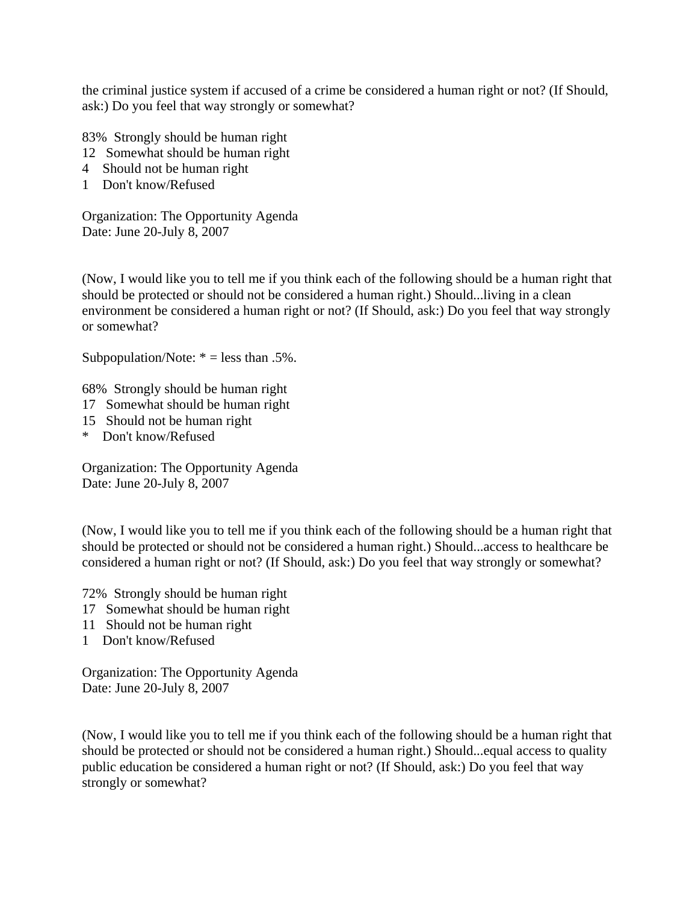the criminal justice system if accused of a crime be considered a human right or not? (If Should, ask:) Do you feel that way strongly or somewhat?

83% Strongly should be human right
12 Somewhat should be human right
4 Should not be human right
1 Don't know/Refused

Organization: The Opportunity Agenda
Date: June 20-July 8, 2007

(Now, I would like you to tell me if you think each of the following should be a human right that should be protected or should not be considered a human right.) Should...living in a clean environment be considered a human right or not? (If Should, ask:) Do you feel that way strongly or somewhat?

Subpopulation/Note: * = less than .5%.

68% Strongly should be human right
17 Somewhat should be human right
15 Should not be human right
* Don't know/Refused

Organization: The Opportunity Agenda
Date: June 20-July 8, 2007

(Now, I would like you to tell me if you think each of the following should be a human right that should be protected or should not be considered a human right.) Should...access to healthcare be considered a human right or not? (If Should, ask:) Do you feel that way strongly or somewhat?

72% Strongly should be human right
17 Somewhat should be human right
11 Should not be human right
1 Don't know/Refused

Organization: The Opportunity Agenda
Date: June 20-July 8, 2007

(Now, I would like you to tell me if you think each of the following should be a human right that should be protected or should not be considered a human right.) Should...equal access to quality public education be considered a human right or not? (If Should, ask:) Do you feel that way strongly or somewhat?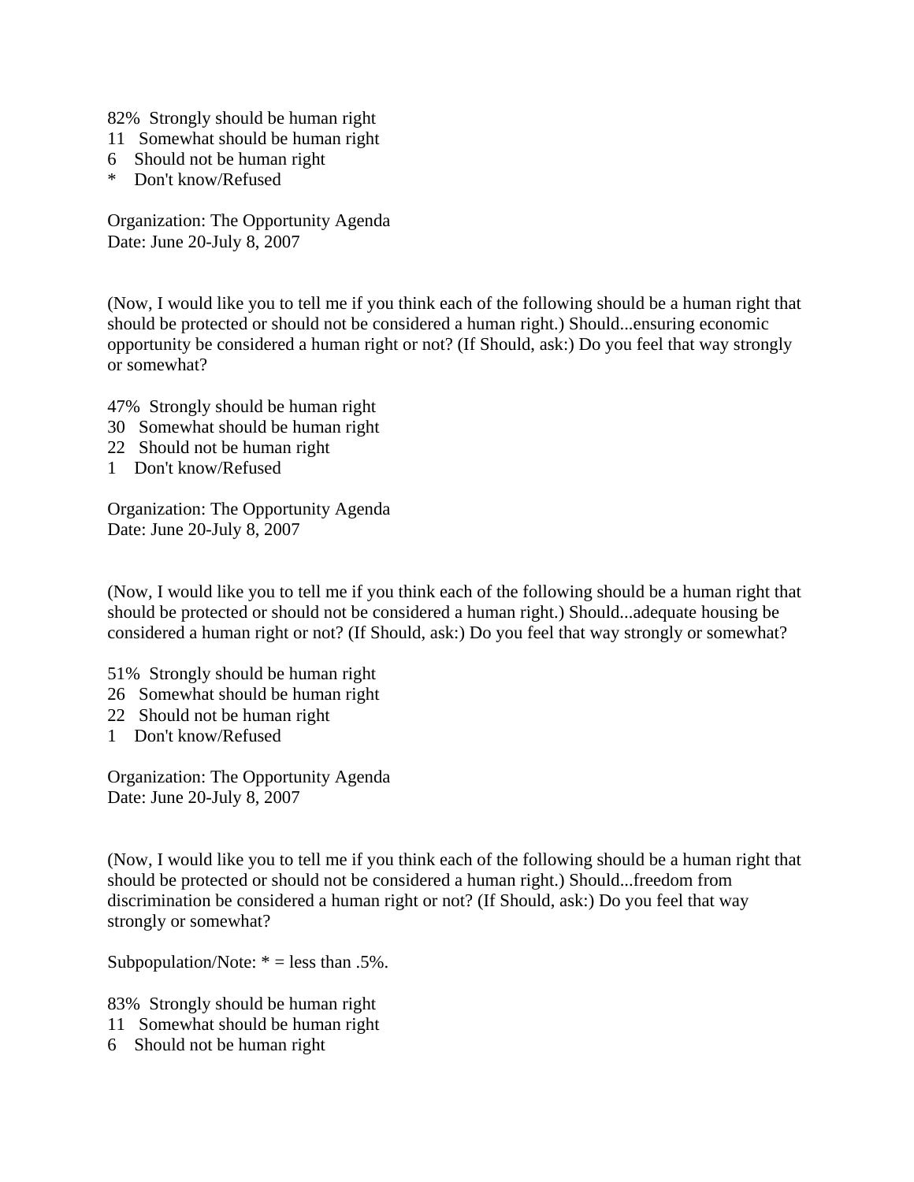82%  Strongly should be human right
11   Somewhat should be human right
6    Should not be human right
*    Don't know/Refused

Organization: The Opportunity Agenda
Date: June 20-July 8, 2007

(Now, I would like you to tell me if you think each of the following should be a human right that should be protected or should not be considered a human right.) Should...ensuring economic opportunity be considered a human right or not? (If Should, ask:) Do you feel that way strongly or somewhat?

47%  Strongly should be human right
30   Somewhat should be human right
22   Should not be human right
1    Don't know/Refused

Organization: The Opportunity Agenda
Date: June 20-July 8, 2007

(Now, I would like you to tell me if you think each of the following should be a human right that should be protected or should not be considered a human right.) Should...adequate housing be considered a human right or not? (If Should, ask:) Do you feel that way strongly or somewhat?

51%  Strongly should be human right
26   Somewhat should be human right
22   Should not be human right
1    Don't know/Refused

Organization: The Opportunity Agenda
Date: June 20-July 8, 2007

(Now, I would like you to tell me if you think each of the following should be a human right that should be protected or should not be considered a human right.) Should...freedom from discrimination be considered a human right or not? (If Should, ask:) Do you feel that way strongly or somewhat?

Subpopulation/Note: * = less than .5%.

83%  Strongly should be human right
11   Somewhat should be human right
6    Should not be human right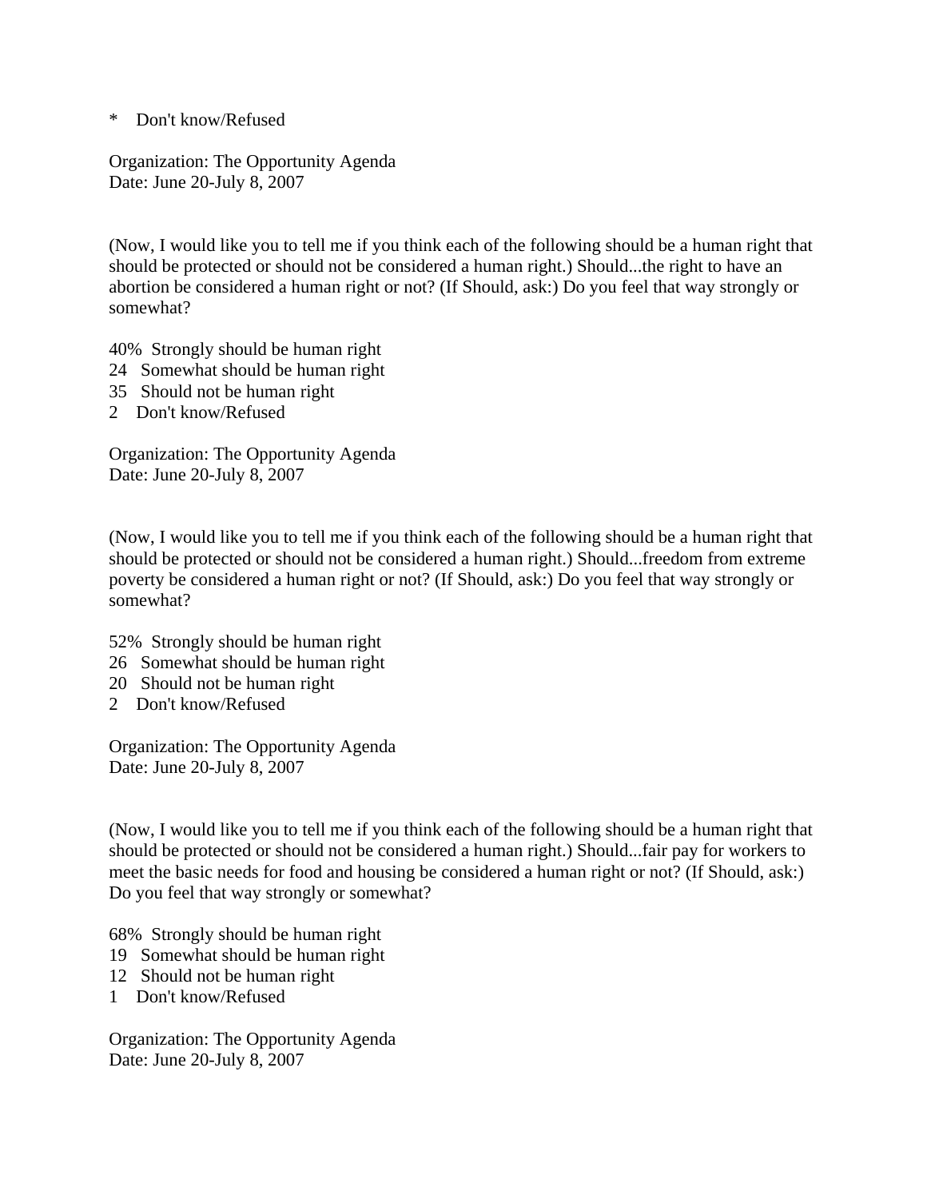*    Don't know/Refused

Organization: The Opportunity Agenda
Date: June 20-July 8, 2007

(Now, I would like you to tell me if you think each of the following should be a human right that should be protected or should not be considered a human right.) Should...the right to have an abortion be considered a human right or not? (If Should, ask:) Do you feel that way strongly or somewhat?

40%  Strongly should be human right
24   Somewhat should be human right
35   Should not be human right
2    Don't know/Refused

Organization: The Opportunity Agenda
Date: June 20-July 8, 2007

(Now, I would like you to tell me if you think each of the following should be a human right that should be protected or should not be considered a human right.) Should...freedom from extreme poverty be considered a human right or not? (If Should, ask:) Do you feel that way strongly or somewhat?

52%  Strongly should be human right
26   Somewhat should be human right
20   Should not be human right
2    Don't know/Refused

Organization: The Opportunity Agenda
Date: June 20-July 8, 2007

(Now, I would like you to tell me if you think each of the following should be a human right that should be protected or should not be considered a human right.) Should...fair pay for workers to meet the basic needs for food and housing be considered a human right or not? (If Should, ask:) Do you feel that way strongly or somewhat?

68%  Strongly should be human right
19   Somewhat should be human right
12   Should not be human right
1    Don't know/Refused

Organization: The Opportunity Agenda
Date: June 20-July 8, 2007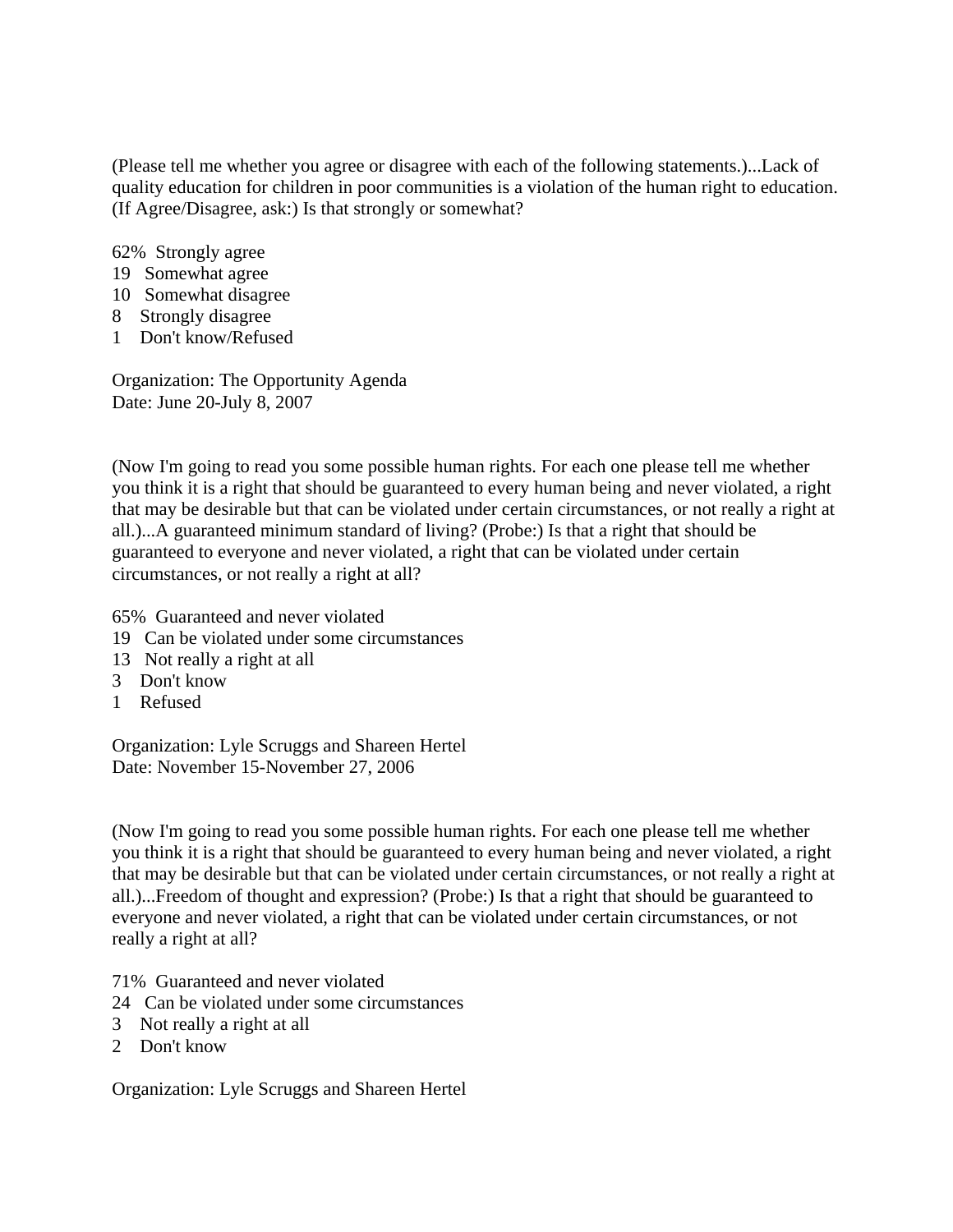(Please tell me whether you agree or disagree with each of the following statements.)...Lack of quality education for children in poor communities is a violation of the human right to education. (If Agree/Disagree, ask:) Is that strongly or somewhat?

62% Strongly agree
19 Somewhat agree
10 Somewhat disagree
8 Strongly disagree
1 Don't know/Refused

Organization: The Opportunity Agenda
Date: June 20-July 8, 2007

(Now I'm going to read you some possible human rights. For each one please tell me whether you think it is a right that should be guaranteed to every human being and never violated, a right that may be desirable but that can be violated under certain circumstances, or not really a right at all.)...A guaranteed minimum standard of living? (Probe:) Is that a right that should be guaranteed to everyone and never violated, a right that can be violated under certain circumstances, or not really a right at all?

65% Guaranteed and never violated
19 Can be violated under some circumstances
13 Not really a right at all
3 Don't know
1 Refused

Organization: Lyle Scruggs and Shareen Hertel
Date: November 15-November 27, 2006

(Now I'm going to read you some possible human rights. For each one please tell me whether you think it is a right that should be guaranteed to every human being and never violated, a right that may be desirable but that can be violated under certain circumstances, or not really a right at all.)...Freedom of thought and expression? (Probe:) Is that a right that should be guaranteed to everyone and never violated, a right that can be violated under certain circumstances, or not really a right at all?

71% Guaranteed and never violated
24 Can be violated under some circumstances
3 Not really a right at all
2 Don't know

Organization: Lyle Scruggs and Shareen Hertel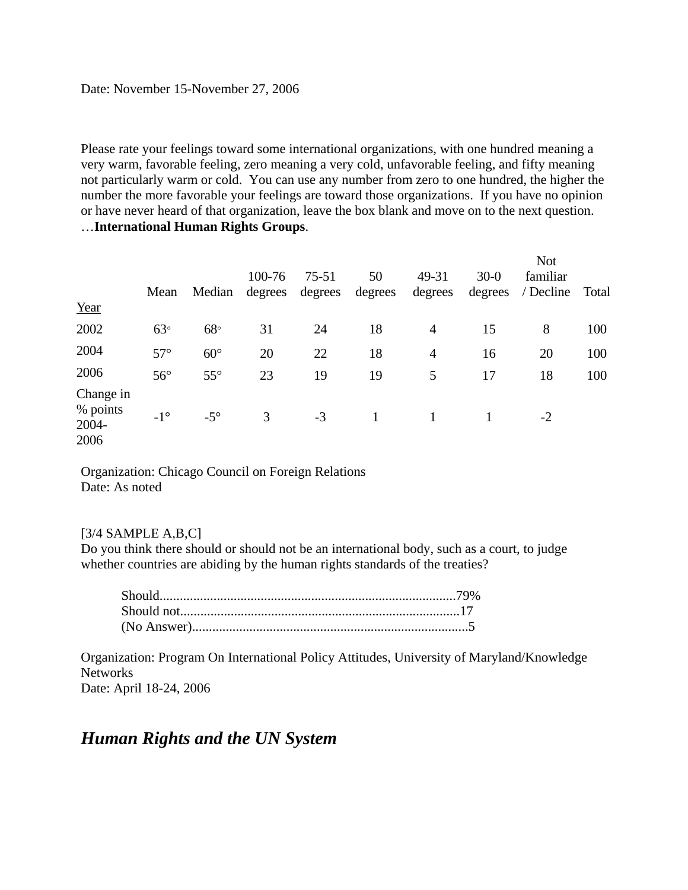Date: November 15-November 27, 2006

Please rate your feelings toward some international organizations, with one hundred meaning a very warm, favorable feeling, zero meaning a very cold, unfavorable feeling, and fifty meaning not particularly warm or cold. You can use any number from zero to one hundred, the higher the number the more favorable your feelings are toward those organizations. If you have no opinion or have never heard of that organization, leave the box blank and move on to the next question. …**International Human Rights Groups**.

| Year | Mean | Median | 100-76 degrees | 75-51 degrees | 50 degrees | 49-31 degrees | 30-0 degrees | Not familiar / Decline | Total |
|---|---|---|---|---|---|---|---|---|---|
| 2002 | 63◦ | 68◦ | 31 | 24 | 18 | 4 | 15 | 8 | 100 |
| 2004 | 57° | 60° | 20 | 22 | 18 | 4 | 16 | 20 | 100 |
| 2006 | 56° | 55° | 23 | 19 | 19 | 5 | 17 | 18 | 100 |
| Change in % points 2004-2006 | -1° | -5° | 3 | -3 | 1 | 1 | 1 | -2 | |

Organization: Chicago Council on Foreign Relations
Date: As noted

[3/4 SAMPLE A,B,C]
Do you think there should or should not be an international body, such as a court, to judge whether countries are abiding by the human rights standards of the treaties?

Should........................................................................................79%
Should not...................................................................................17
(No Answer)..................................................................................5

Organization: Program On International Policy Attitudes, University of Maryland/Knowledge Networks
Date: April 18-24, 2006

## *Human Rights and the UN System*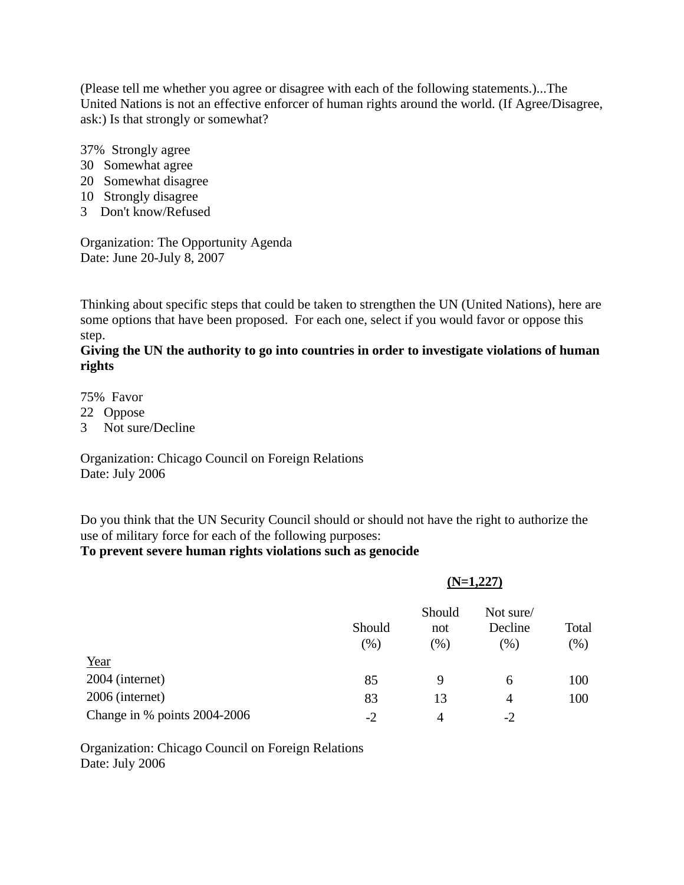(Please tell me whether you agree or disagree with each of the following statements.)...The United Nations is not an effective enforcer of human rights around the world. (If Agree/Disagree, ask:) Is that strongly or somewhat?

37% Strongly agree
30 Somewhat agree
20 Somewhat disagree
10 Strongly disagree
3 Don't know/Refused

Organization: The Opportunity Agenda
Date: June 20-July 8, 2007

Thinking about specific steps that could be taken to strengthen the UN (United Nations), here are some options that have been proposed. For each one, select if you would favor or oppose this step.
**Giving the UN the authority to go into countries in order to investigate violations of human rights**

75% Favor
22 Oppose
3 Not sure/Decline

Organization: Chicago Council on Foreign Relations
Date: July 2006

Do you think that the UN Security Council should or should not have the right to authorize the use of military force for each of the following purposes:
**To prevent severe human rights violations such as genocide**

| | (N=1,227) | | | |
|---|---|---|---|---|
| | Should (%) | Should not (%) | Not sure/ Decline (%) | Total (%) |
| Year | | | | |
| 2004 (internet) | 85 | 9 | 6 | 100 |
| 2006 (internet) | 83 | 13 | 4 | 100 |
| Change in % points 2004-2006 | -2 | 4 | -2 | |

Organization: Chicago Council on Foreign Relations
Date: July 2006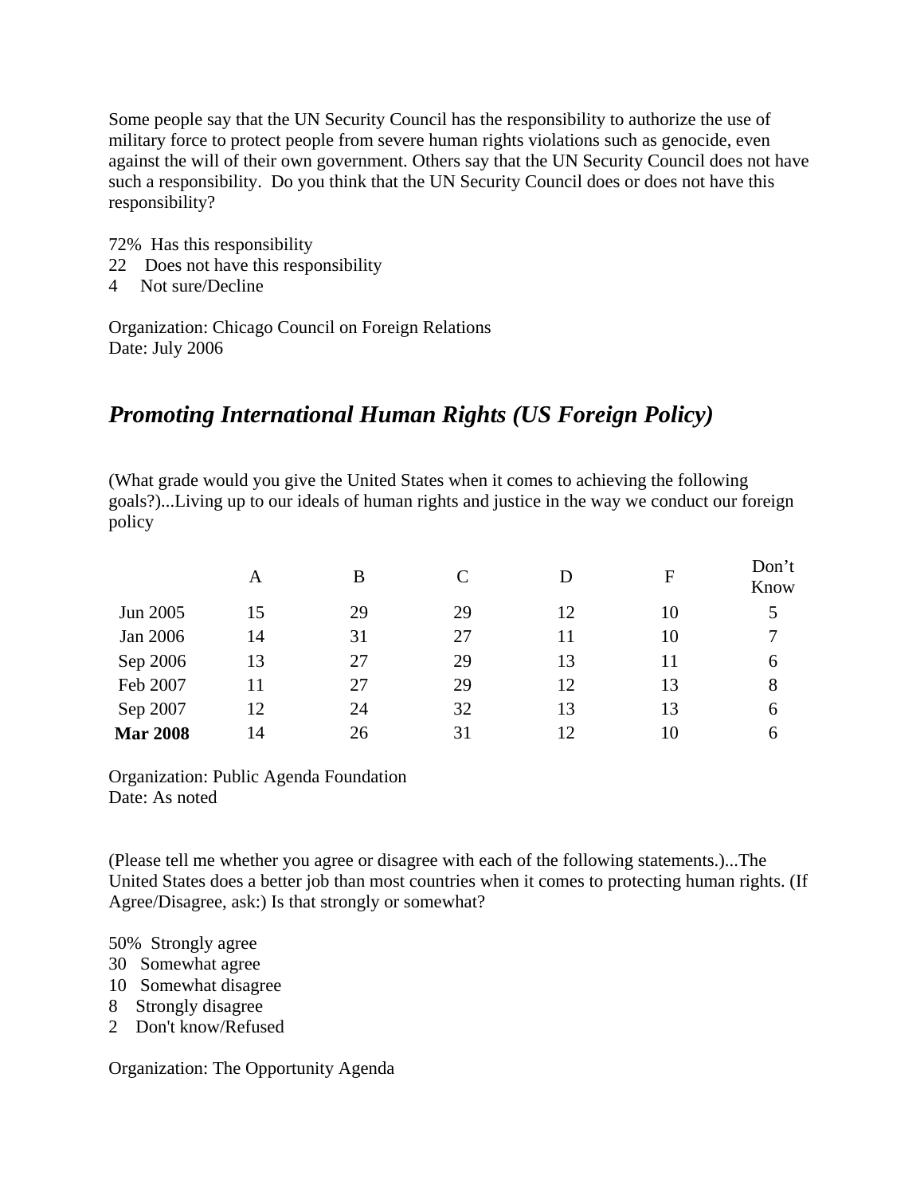Some people say that the UN Security Council has the responsibility to authorize the use of military force to protect people from severe human rights violations such as genocide, even against the will of their own government. Others say that the UN Security Council does not have such a responsibility. Do you think that the UN Security Council does or does not have this responsibility?

72% Has this responsibility
22 Does not have this responsibility
4 Not sure/Decline

Organization: Chicago Council on Foreign Relations
Date: July 2006

## *Promoting International Human Rights (US Foreign Policy)*

(What grade would you give the United States when it comes to achieving the following goals?)...Living up to our ideals of human rights and justice in the way we conduct our foreign policy

| | A | B | C | D | F | Don't Know |
|---|---|---|---|---|---|---|
| Jun 2005 | 15 | 29 | 29 | 12 | 10 | 5 |
| Jan 2006 | 14 | 31 | 27 | 11 | 10 | 7 |
| Sep 2006 | 13 | 27 | 29 | 13 | 11 | 6 |
| Feb 2007 | 11 | 27 | 29 | 12 | 13 | 8 |
| Sep 2007 | 12 | 24 | 32 | 13 | 13 | 6 |
| **Mar 2008** | 14 | 26 | 31 | 12 | 10 | 6 |

Organization: Public Agenda Foundation
Date: As noted

(Please tell me whether you agree or disagree with each of the following statements.)...The United States does a better job than most countries when it comes to protecting human rights. (If Agree/Disagree, ask:) Is that strongly or somewhat?

50% Strongly agree
30 Somewhat agree
10 Somewhat disagree
8 Strongly disagree
2 Don't know/Refused

Organization: The Opportunity Agenda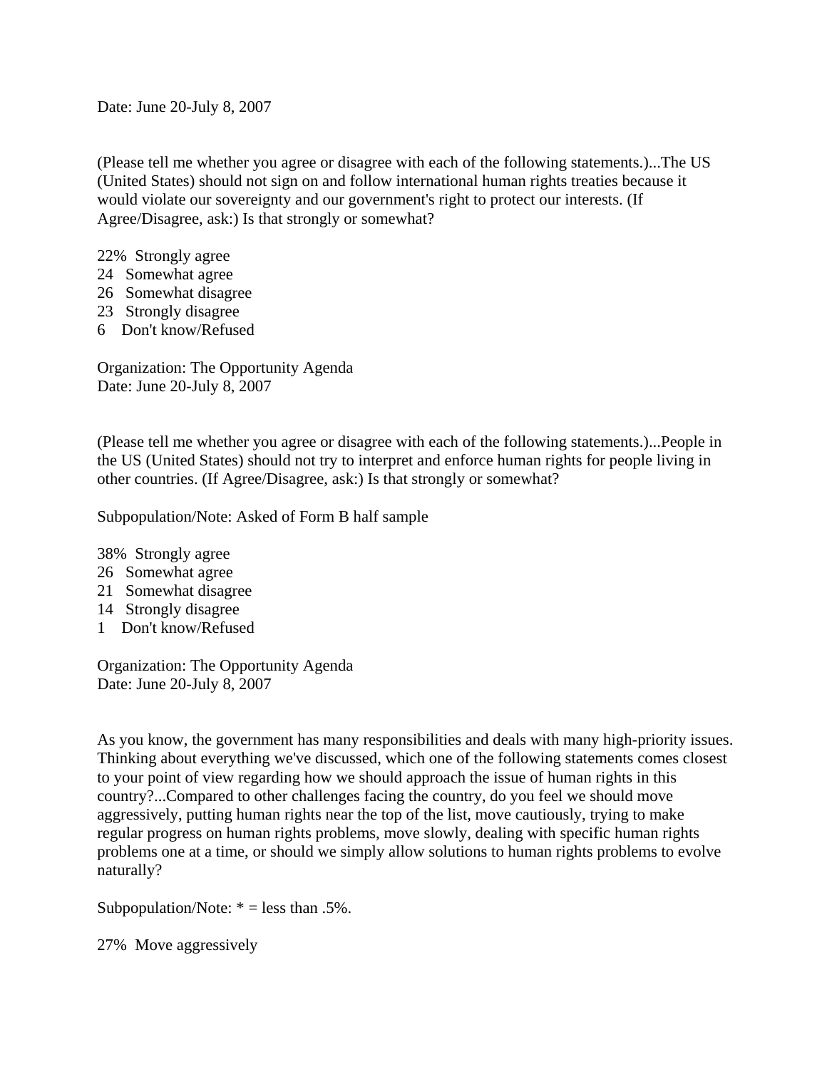Date: June 20-July 8, 2007

(Please tell me whether you agree or disagree with each of the following statements.)...The US (United States) should not sign on and follow international human rights treaties because it would violate our sovereignty and our government's right to protect our interests. (If Agree/Disagree, ask:) Is that strongly or somewhat?

22% Strongly agree
24 Somewhat agree
26 Somewhat disagree
23 Strongly disagree
6 Don't know/Refused

Organization: The Opportunity Agenda
Date: June 20-July 8, 2007

(Please tell me whether you agree or disagree with each of the following statements.)...People in the US (United States) should not try to interpret and enforce human rights for people living in other countries. (If Agree/Disagree, ask:) Is that strongly or somewhat?

Subpopulation/Note: Asked of Form B half sample

38% Strongly agree
26 Somewhat agree
21 Somewhat disagree
14 Strongly disagree
1 Don't know/Refused

Organization: The Opportunity Agenda
Date: June 20-July 8, 2007

As you know, the government has many responsibilities and deals with many high-priority issues. Thinking about everything we've discussed, which one of the following statements comes closest to your point of view regarding how we should approach the issue of human rights in this country?...Compared to other challenges facing the country, do you feel we should move aggressively, putting human rights near the top of the list, move cautiously, trying to make regular progress on human rights problems, move slowly, dealing with specific human rights problems one at a time, or should we simply allow solutions to human rights problems to evolve naturally?

Subpopulation/Note: * = less than .5%.

27% Move aggressively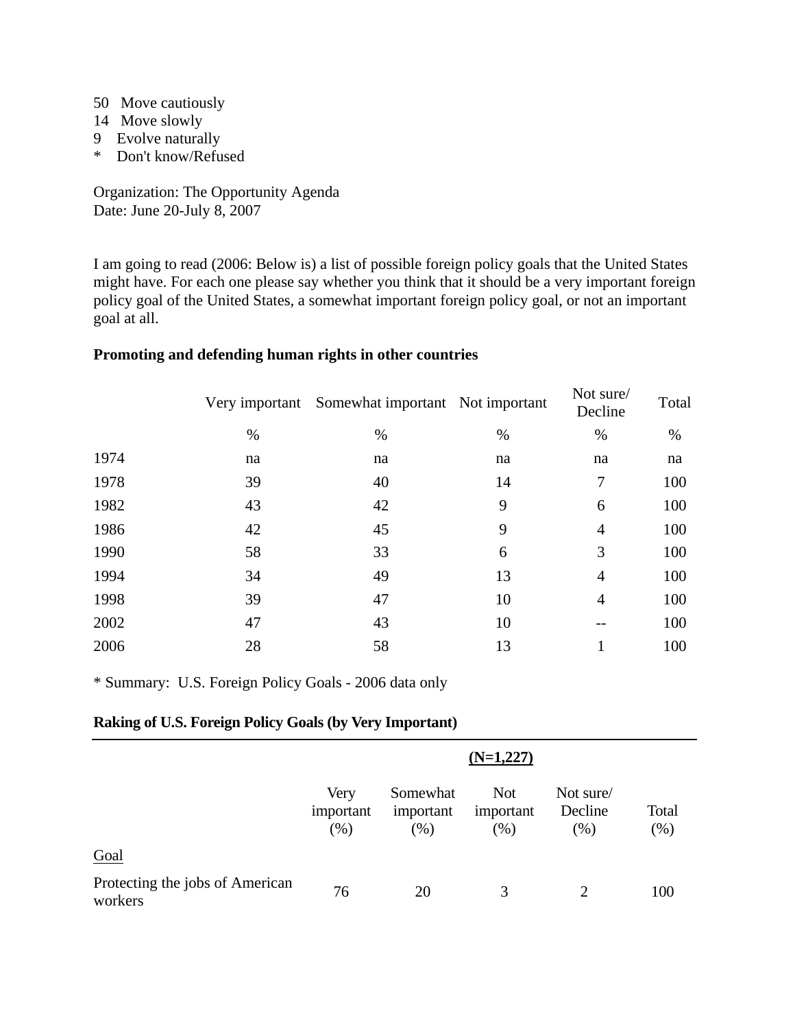50 Move cautiously
14 Move slowly
9 Evolve naturally
* Don't know/Refused

Organization: The Opportunity Agenda
Date: June 20-July 8, 2007

I am going to read (2006: Below is) a list of possible foreign policy goals that the United States might have. For each one please say whether you think that it should be a very important foreign policy goal of the United States, a somewhat important foreign policy goal, or not an important goal at all.

**Promoting and defending human rights in other countries**

| | Very important | Somewhat important | Not important | Not sure/ Decline | Total |
|---|---|---|---|---|---|
| | % | % | % | % | % |
| 1974 | na | na | na | na | na |
| 1978 | 39 | 40 | 14 | 7 | 100 |
| 1982 | 43 | 42 | 9 | 6 | 100 |
| 1986 | 42 | 45 | 9 | 4 | 100 |
| 1990 | 58 | 33 | 6 | 3 | 100 |
| 1994 | 34 | 49 | 13 | 4 | 100 |
| 1998 | 39 | 47 | 10 | 4 | 100 |
| 2002 | 47 | 43 | 10 | -- | 100 |
| 2006 | 28 | 58 | 13 | 1 | 100 |

* Summary: U.S. Foreign Policy Goals - 2006 data only

**Raking of U.S. Foreign Policy Goals (by Very Important)**

| | (N=1,227) | | | | |
|---|---|---|---|---|---|
| | Very important (%) | Somewhat important (%) | Not important (%) | Not sure/ Decline (%) | Total (%) |
| Goal | | | | | |
| Protecting the jobs of American workers | 76 | 20 | 3 | 2 | 100 |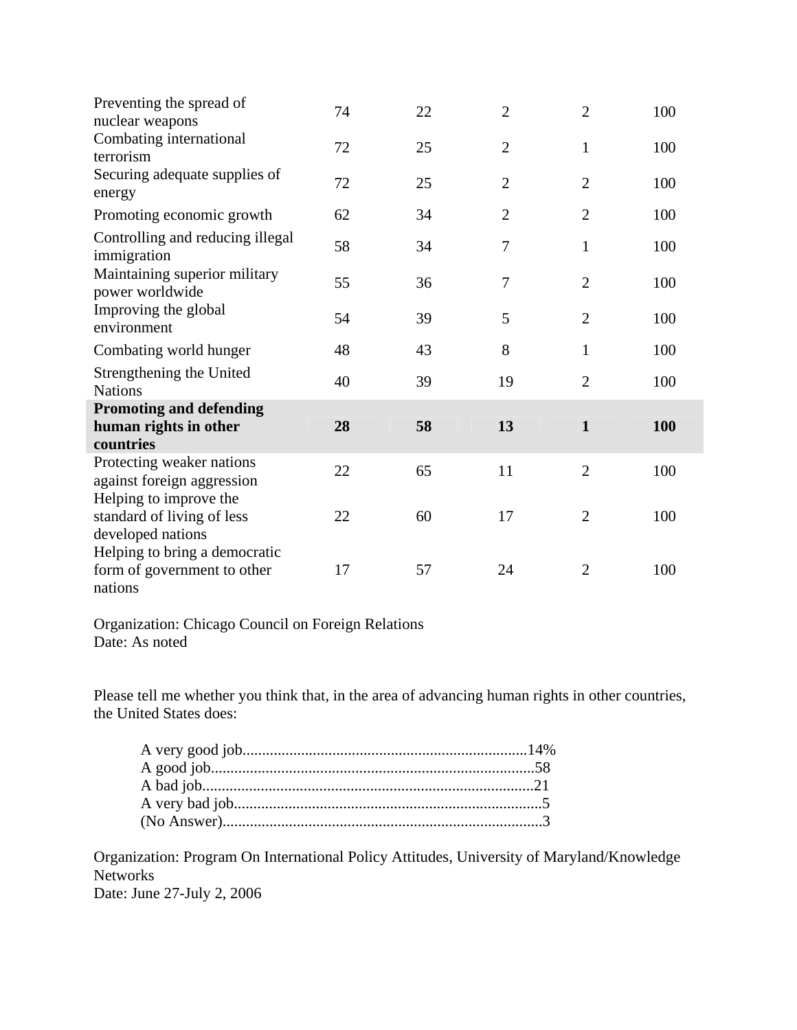| | | | | | |
|---|---|---|---|---|---|
| Preventing the spread of nuclear weapons | 74 | 22 | 2 | 2 | 100 |
| Combating international terrorism | 72 | 25 | 2 | 1 | 100 |
| Securing adequate supplies of energy | 72 | 25 | 2 | 2 | 100 |
| Promoting economic growth | 62 | 34 | 2 | 2 | 100 |
| Controlling and reducing illegal immigration | 58 | 34 | 7 | 1 | 100 |
| Maintaining superior military power worldwide | 55 | 36 | 7 | 2 | 100 |
| Improving the global environment | 54 | 39 | 5 | 2 | 100 |
| Combating world hunger | 48 | 43 | 8 | 1 | 100 |
| Strengthening the United Nations | 40 | 39 | 19 | 2 | 100 |
| **Promoting and defending human rights in other countries** | **28** | **58** | **13** | **1** | **100** |
| Protecting weaker nations against foreign aggression | 22 | 65 | 11 | 2 | 100 |
| Helping to improve the standard of living of less developed nations | 22 | 60 | 17 | 2 | 100 |
| Helping to bring a democratic form of government to other nations | 17 | 57 | 24 | 2 | 100 |

Organization: Chicago Council on Foreign Relations
Date: As noted

Please tell me whether you think that, in the area of advancing human rights in other countries, the United States does:

A very good job........................................................................14%
A good job...................................................................................58
A bad job.....................................................................................21
A very bad job...............................................................................5
(No Answer)..................................................................................3

Organization: Program On International Policy Attitudes, University of Maryland/Knowledge Networks
Date: June 27-July 2, 2006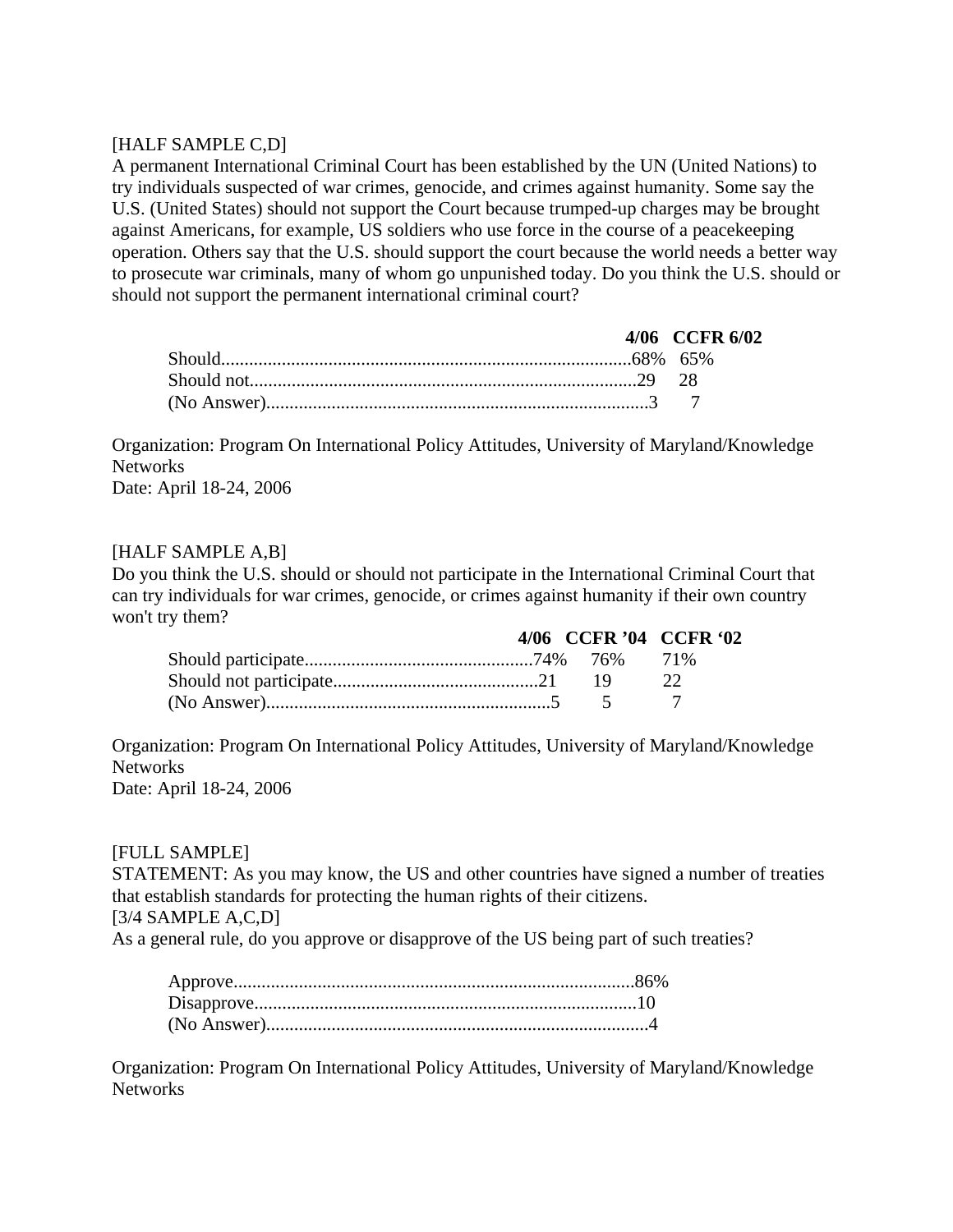[HALF SAMPLE C,D]
A permanent International Criminal Court has been established by the UN (United Nations) to try individuals suspected of war crimes, genocide, and crimes against humanity. Some say the U.S. (United States) should not support the Court because trumped-up charges may be brought against Americans, for example, US soldiers who use force in the course of a peacekeeping operation. Others say that the U.S. should support the court because the world needs a better way to prosecute war criminals, many of whom go unpunished today. Do you think the U.S. should or should not support the permanent international criminal court?

| | 4/06 | CCFR 6/02 |
|---|---|---|
| Should | 68% | 65% |
| Should not | 29 | 28 |
| (No Answer) | 3 | 7 |

Organization: Program On International Policy Attitudes, University of Maryland/Knowledge Networks
Date: April 18-24, 2006

[HALF SAMPLE A,B]
Do you think the U.S. should or should not participate in the International Criminal Court that can try individuals for war crimes, genocide, or crimes against humanity if their own country won't try them?

| | 4/06 | CCFR '04 | CCFR '02 |
|---|---|---|---|
| Should participate | 74% | 76% | 71% |
| Should not participate | 21 | 19 | 22 |
| (No Answer) | 5 | 5 | 7 |

Organization: Program On International Policy Attitudes, University of Maryland/Knowledge Networks
Date: April 18-24, 2006

[FULL SAMPLE]
STATEMENT: As you may know, the US and other countries have signed a number of treaties that establish standards for protecting the human rights of their citizens.
[3/4 SAMPLE A,C,D]
As a general rule, do you approve or disapprove of the US being part of such treaties?

| | |
|---|---|
| Approve | 86% |
| Disapprove | 10 |
| (No Answer) | 4 |

Organization: Program On International Policy Attitudes, University of Maryland/Knowledge Networks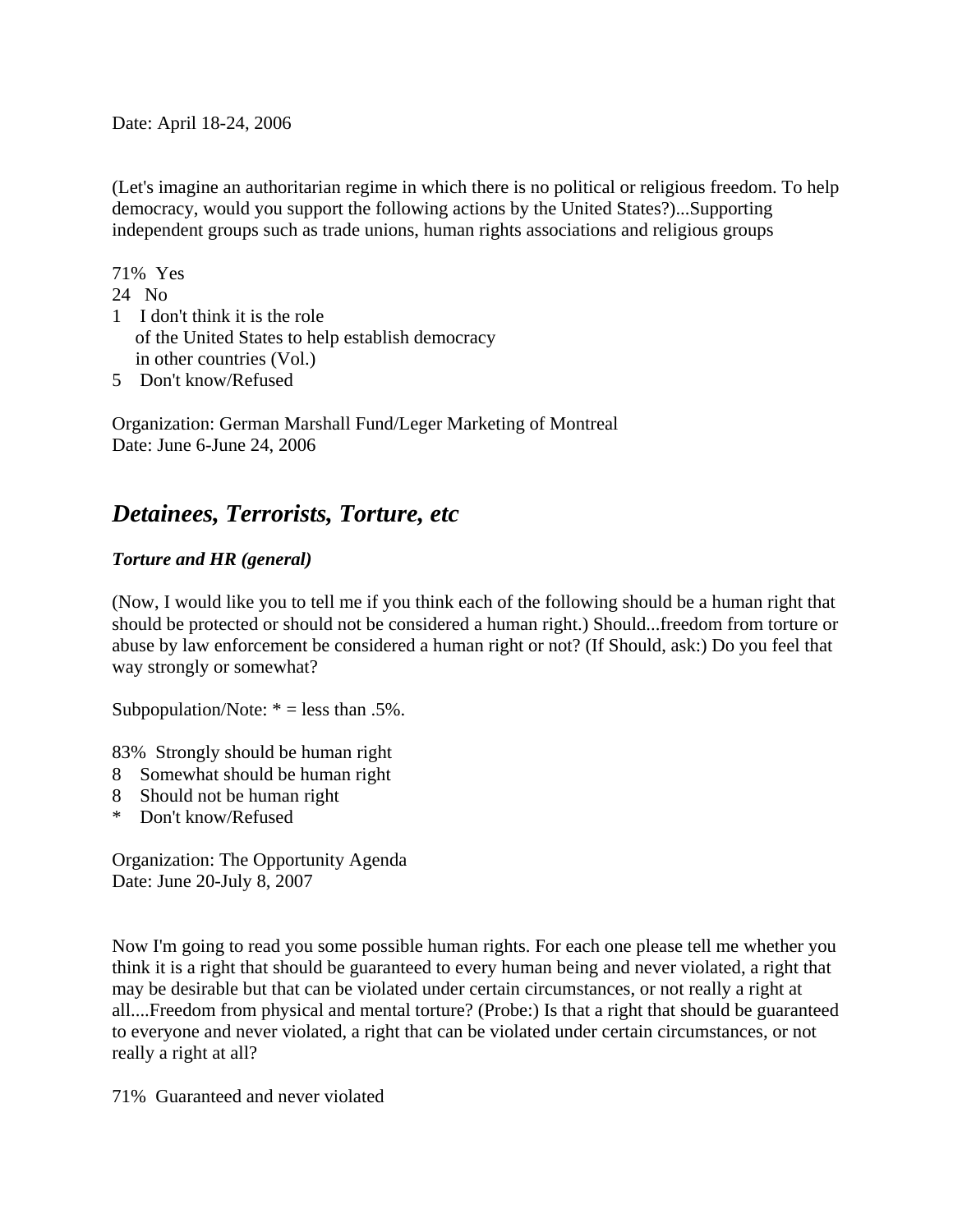Date: April 18-24, 2006

(Let's imagine an authoritarian regime in which there is no political or religious freedom. To help democracy, would you support the following actions by the United States?)...Supporting independent groups such as trade unions, human rights associations and religious groups

71% Yes
24 No
1 I don't think it is the role of the United States to help establish democracy in other countries (Vol.)
5 Don't know/Refused

Organization: German Marshall Fund/Leger Marketing of Montreal
Date: June 6-June 24, 2006

## *Detainees, Terrorists, Torture, etc*

### *Torture and HR (general)*

(Now, I would like you to tell me if you think each of the following should be a human right that should be protected or should not be considered a human right.) Should...freedom from torture or abuse by law enforcement be considered a human right or not? (If Should, ask:) Do you feel that way strongly or somewhat?

Subpopulation/Note: * = less than .5%.

83% Strongly should be human right
8 Somewhat should be human right
8 Should not be human right
* Don't know/Refused

Organization: The Opportunity Agenda
Date: June 20-July 8, 2007

Now I'm going to read you some possible human rights. For each one please tell me whether you think it is a right that should be guaranteed to every human being and never violated, a right that may be desirable but that can be violated under certain circumstances, or not really a right at all....Freedom from physical and mental torture? (Probe:) Is that a right that should be guaranteed to everyone and never violated, a right that can be violated under certain circumstances, or not really a right at all?

71% Guaranteed and never violated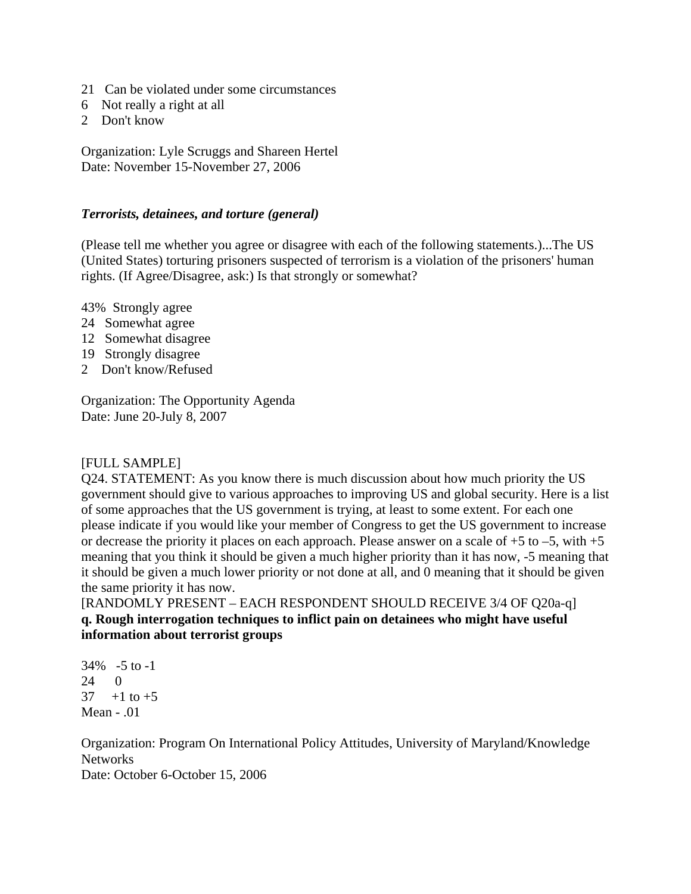21   Can be violated under some circumstances
6    Not really a right at all
2    Don't know

Organization: Lyle Scruggs and Shareen Hertel
Date: November 15-November 27, 2006

***Terrorists, detainees, and torture (general)***

(Please tell me whether you agree or disagree with each of the following statements.)...The US (United States) torturing prisoners suspected of terrorism is a violation of the prisoners' human rights. (If Agree/Disagree, ask:) Is that strongly or somewhat?

43%  Strongly agree
24   Somewhat agree
12   Somewhat disagree
19   Strongly disagree
2    Don't know/Refused

Organization: The Opportunity Agenda
Date: June 20-July 8, 2007

[FULL SAMPLE]
Q24. STATEMENT: As you know there is much discussion about how much priority the US government should give to various approaches to improving US and global security. Here is a list of some approaches that the US government is trying, at least to some extent. For each one please indicate if you would like your member of Congress to get the US government to increase or decrease the priority it places on each approach. Please answer on a scale of +5 to –5, with +5 meaning that you think it should be given a much higher priority than it has now, -5 meaning that it should be given a much lower priority or not done at all, and 0 meaning that it should be given the same priority it has now.
[RANDOMLY PRESENT – EACH RESPONDENT SHOULD RECEIVE 3/4 OF Q20a-q]
**q. Rough interrogation techniques to inflict pain on detainees who might have useful information about terrorist groups**

34%   -5 to -1
24      0
37     +1 to +5
Mean - .01

Organization: Program On International Policy Attitudes, University of Maryland/Knowledge Networks
Date: October 6-October 15, 2006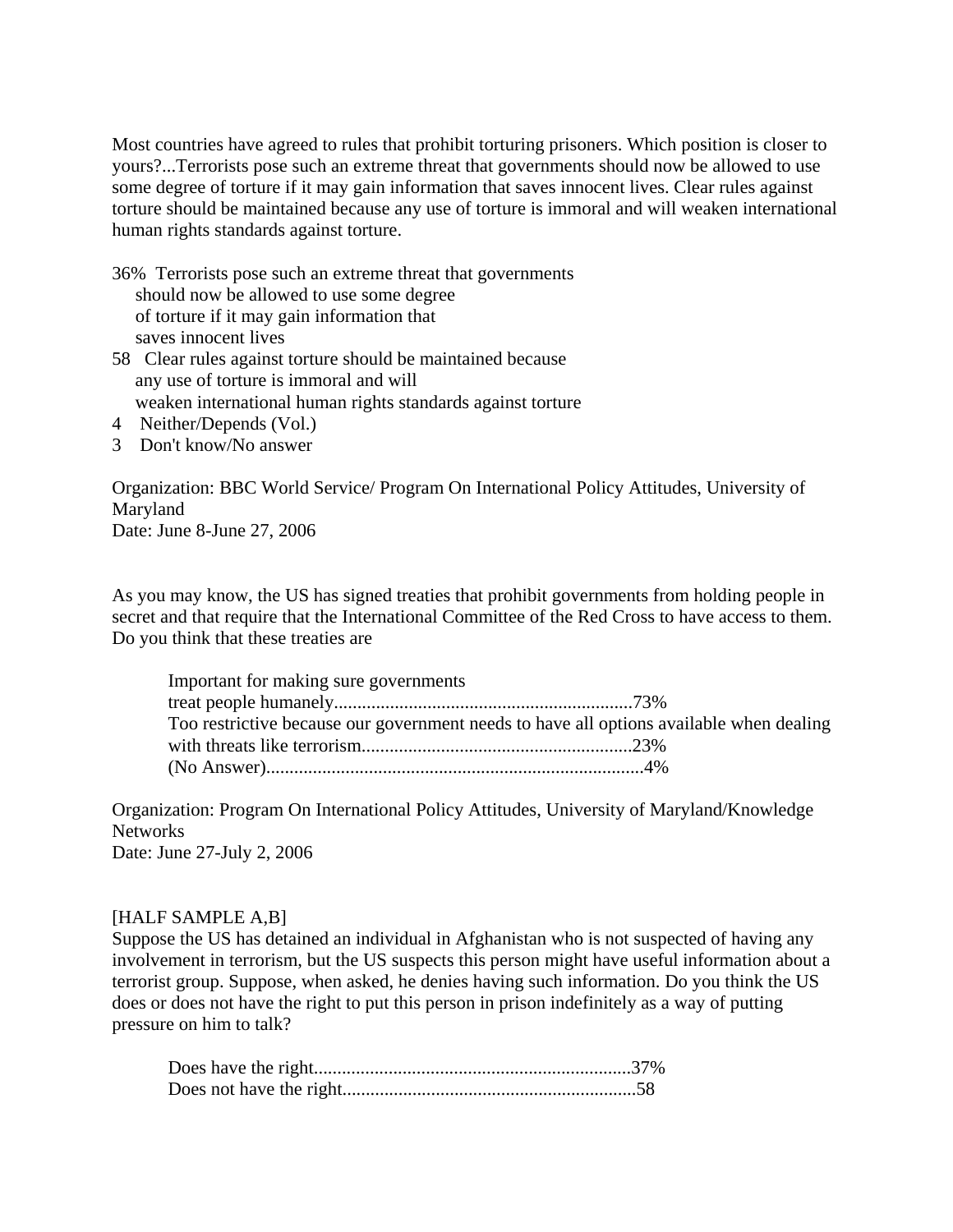Most countries have agreed to rules that prohibit torturing prisoners. Which position is closer to yours?...Terrorists pose such an extreme threat that governments should now be allowed to use some degree of torture if it may gain information that saves innocent lives. Clear rules against torture should be maintained because any use of torture is immoral and will weaken international human rights standards against torture.

36% Terrorists pose such an extreme threat that governments should now be allowed to use some degree of torture if it may gain information that saves innocent lives
58 Clear rules against torture should be maintained because any use of torture is immoral and will weaken international human rights standards against torture
4 Neither/Depends (Vol.)
3 Don't know/No answer

Organization: BBC World Service/ Program On International Policy Attitudes, University of Maryland
Date: June 8-June 27, 2006

As you may know, the US has signed treaties that prohibit governments from holding people in secret and that require that the International Committee of the Red Cross to have access to them. Do you think that these treaties are

Important for making sure governments treat people humanely................................................................73%
Too restrictive because our government needs to have all options available when dealing with threats like terrorism..........................................................23%
(No Answer)................................................................................4%

Organization: Program On International Policy Attitudes, University of Maryland/Knowledge Networks
Date: June 27-July 2, 2006

[HALF SAMPLE A,B]
Suppose the US has detained an individual in Afghanistan who is not suspected of having any involvement in terrorism, but the US suspects this person might have useful information about a terrorist group. Suppose, when asked, he denies having such information. Do you think the US does or does not have the right to put this person in prison indefinitely as a way of putting pressure on him to talk?

Does have the right....................................................................37%
Does not have the right..............................................................58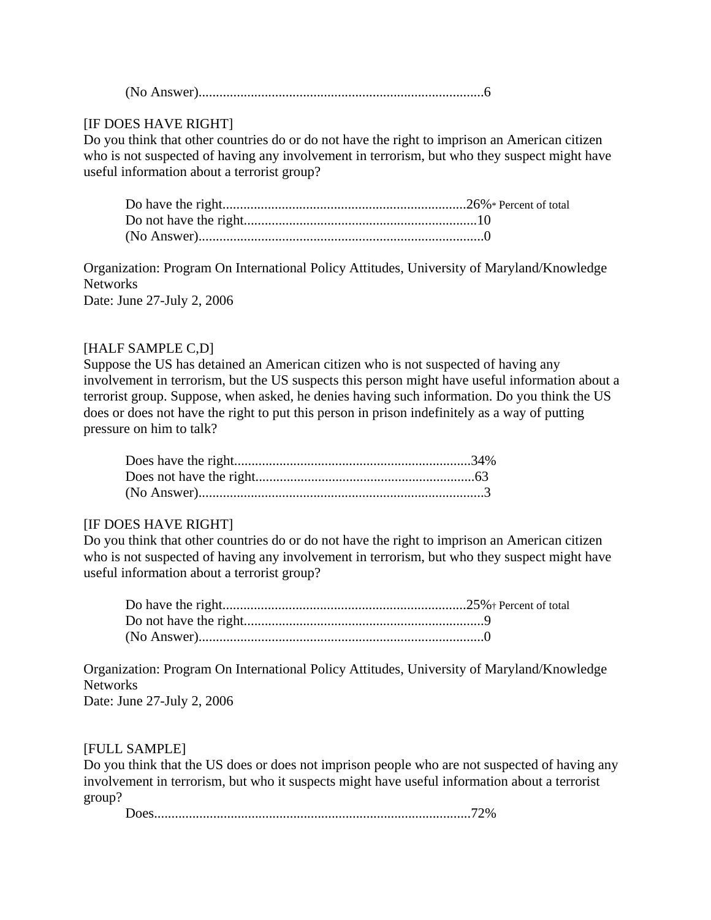(No Answer)..................................................................................6

[IF DOES HAVE RIGHT]
Do you think that other countries do or do not have the right to imprison an American citizen who is not suspected of having any involvement in terrorism, but who they suspect might have useful information about a terrorist group?

Do have the right......................................................................26%* Percent of total
Do not have the right...................................................................10
(No Answer)..................................................................................0

Organization: Program On International Policy Attitudes, University of Maryland/Knowledge Networks
Date: June 27-July 2, 2006

[HALF SAMPLE C,D]
Suppose the US has detained an American citizen who is not suspected of having any involvement in terrorism, but the US suspects this person might have useful information about a terrorist group. Suppose, when asked, he denies having such information. Do you think the US does or does not have the right to put this person in prison indefinitely as a way of putting pressure on him to talk?

Does have the right....................................................................34%
Does not have the right...............................................................63
(No Answer)..................................................................................3

[IF DOES HAVE RIGHT]
Do you think that other countries do or do not have the right to imprison an American citizen who is not suspected of having any involvement in terrorism, but who they suspect might have useful information about a terrorist group?

Do have the right......................................................................25%† Percent of total
Do not have the right.....................................................................9
(No Answer)..................................................................................0

Organization: Program On International Policy Attitudes, University of Maryland/Knowledge Networks
Date: June 27-July 2, 2006

[FULL SAMPLE]
Do you think that the US does or does not imprison people who are not suspected of having any involvement in terrorism, but who it suspects might have useful information about a terrorist group?

Does..........................................................................................72%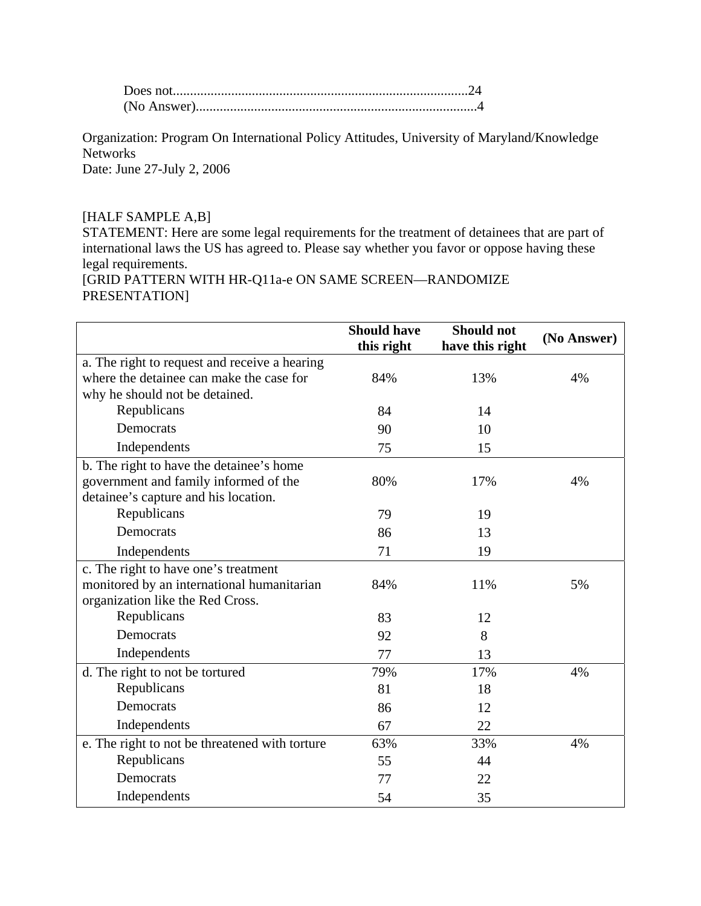Does not......................................................................................24
(No Answer)..................................................................................4

Organization: Program On International Policy Attitudes, University of Maryland/Knowledge Networks
Date: June 27-July 2, 2006

[HALF SAMPLE A,B]
STATEMENT: Here are some legal requirements for the treatment of detainees that are part of international laws the US has agreed to. Please say whether you favor or oppose having these legal requirements.
[GRID PATTERN WITH HR-Q11a-e ON SAME SCREEN—RANDOMIZE PRESENTATION]

| | Should have this right | Should not have this right | (No Answer) |
|---|---|---|---|
| a. The right to request and receive a hearing where the detainee can make the case for why he should not be detained. | 84% | 13% | 4% |
| Republicans | 84 | 14 | |
| Democrats | 90 | 10 | |
| Independents | 75 | 15 | |
| b. The right to have the detainee's home government and family informed of the detainee's capture and his location. | 80% | 17% | 4% |
| Republicans | 79 | 19 | |
| Democrats | 86 | 13 | |
| Independents | 71 | 19 | |
| c. The right to have one's treatment monitored by an international humanitarian organization like the Red Cross. | 84% | 11% | 5% |
| Republicans | 83 | 12 | |
| Democrats | 92 | 8 | |
| Independents | 77 | 13 | |
| d. The right to not be tortured | 79% | 17% | 4% |
| Republicans | 81 | 18 | |
| Democrats | 86 | 12 | |
| Independents | 67 | 22 | |
| e. The right to not be threatened with torture | 63% | 33% | 4% |
| Republicans | 55 | 44 | |
| Democrats | 77 | 22 | |
| Independents | 54 | 35 | |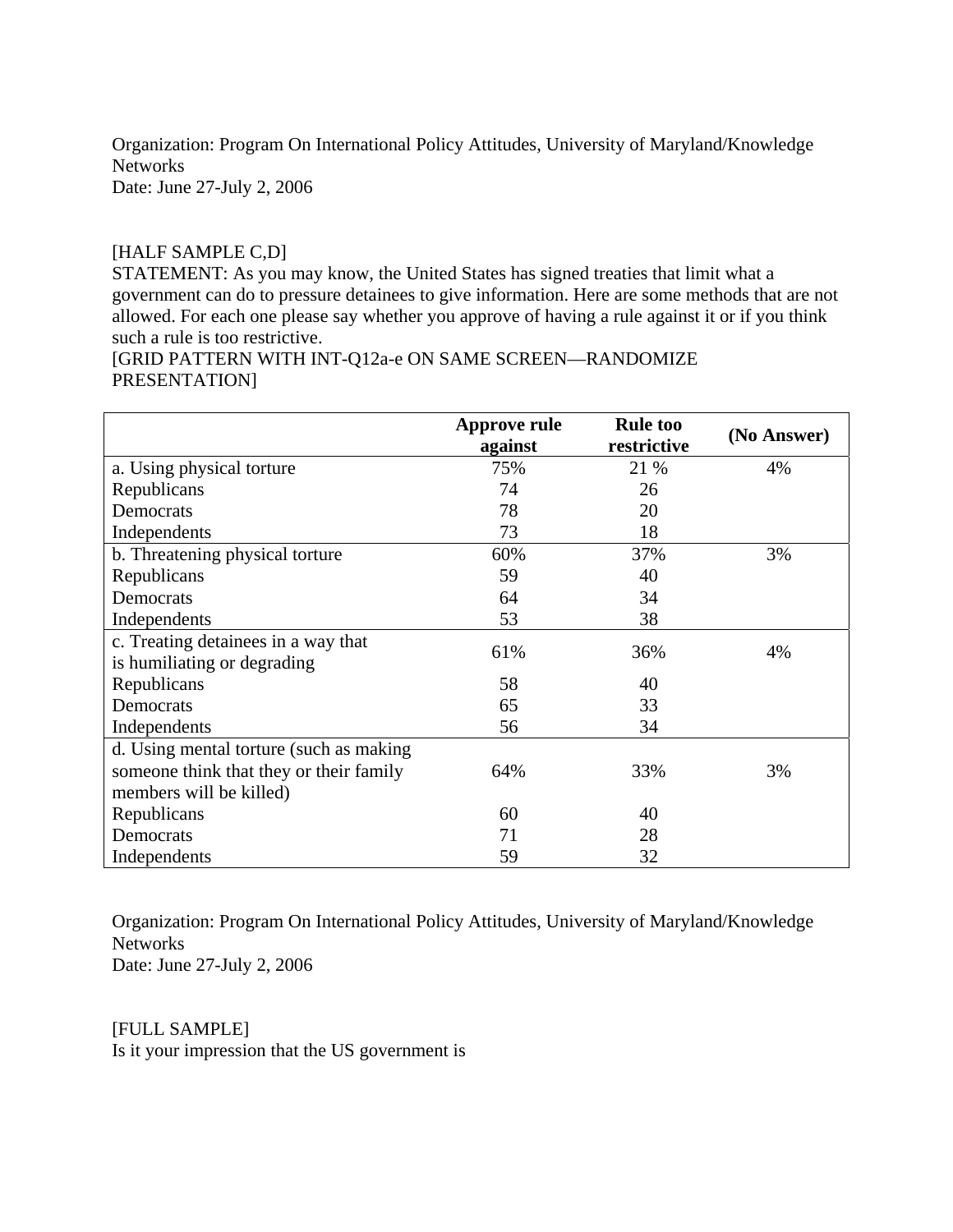Organization: Program On International Policy Attitudes, University of Maryland/Knowledge Networks
Date: June 27-July 2, 2006

[HALF SAMPLE C,D]
STATEMENT: As you may know, the United States has signed treaties that limit what a government can do to pressure detainees to give information. Here are some methods that are not allowed. For each one please say whether you approve of having a rule against it or if you think such a rule is too restrictive.
[GRID PATTERN WITH INT-Q12a-e ON SAME SCREEN—RANDOMIZE PRESENTATION]

| | **Approve rule against** | **Rule too restrictive** | **(No Answer)** |
|---|---|---|---|
| a. Using physical torture | 75% | 21 % | 4% |
| Republicans | 74 | 26 | |
| Democrats | 78 | 20 | |
| Independents | 73 | 18 | |
| b. Threatening physical torture | 60% | 37% | 3% |
| Republicans | 59 | 40 | |
| Democrats | 64 | 34 | |
| Independents | 53 | 38 | |
| c. Treating detainees in a way that is humiliating or degrading | 61% | 36% | 4% |
| Republicans | 58 | 40 | |
| Democrats | 65 | 33 | |
| Independents | 56 | 34 | |
| d. Using mental torture (such as making someone think that they or their family members will be killed) | 64% | 33% | 3% |
| Republicans | 60 | 40 | |
| Democrats | 71 | 28 | |
| Independents | 59 | 32 | |

Organization: Program On International Policy Attitudes, University of Maryland/Knowledge Networks
Date: June 27-July 2, 2006

[FULL SAMPLE]
Is it your impression that the US government is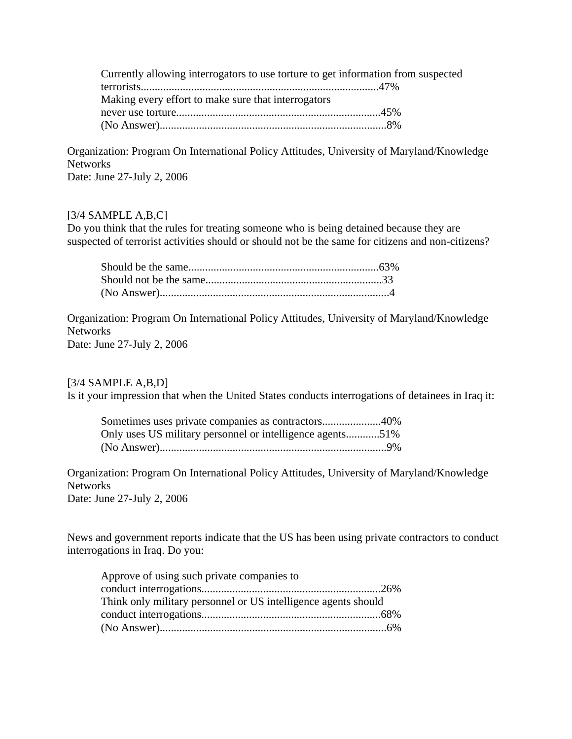Currently allowing interrogators to use torture to get information from suspected terrorists......................................................................................47%
Making every effort to make sure that interrogators never use torture.........................................................................45%
(No Answer)................................................................................8%

Organization: Program On International Policy Attitudes, University of Maryland/Knowledge Networks
Date: June 27-July 2, 2006

[3/4 SAMPLE A,B,C]
Do you think that the rules for treating someone who is being detained because they are suspected of terrorist activities should or should not be the same for citizens and non-citizens?

Should be the same...................................................................63%
Should not be the same...............................................................33
(No Answer)..................................................................................4

Organization: Program On International Policy Attitudes, University of Maryland/Knowledge Networks
Date: June 27-July 2, 2006

[3/4 SAMPLE A,B,D]
Is it your impression that when the United States conducts interrogations of detainees in Iraq it:

Sometimes uses private companies as contractors.....................40%
Only uses US military personnel or intelligence agents............51%
(No Answer)................................................................................9%

Organization: Program On International Policy Attitudes, University of Maryland/Knowledge Networks
Date: June 27-July 2, 2006

News and government reports indicate that the US has been using private contractors to conduct interrogations in Iraq. Do you:

Approve of using such private companies to conduct interrogations...............................................................26%
Think only military personnel or US intelligence agents should conduct interrogations...............................................................68%
(No Answer)................................................................................6%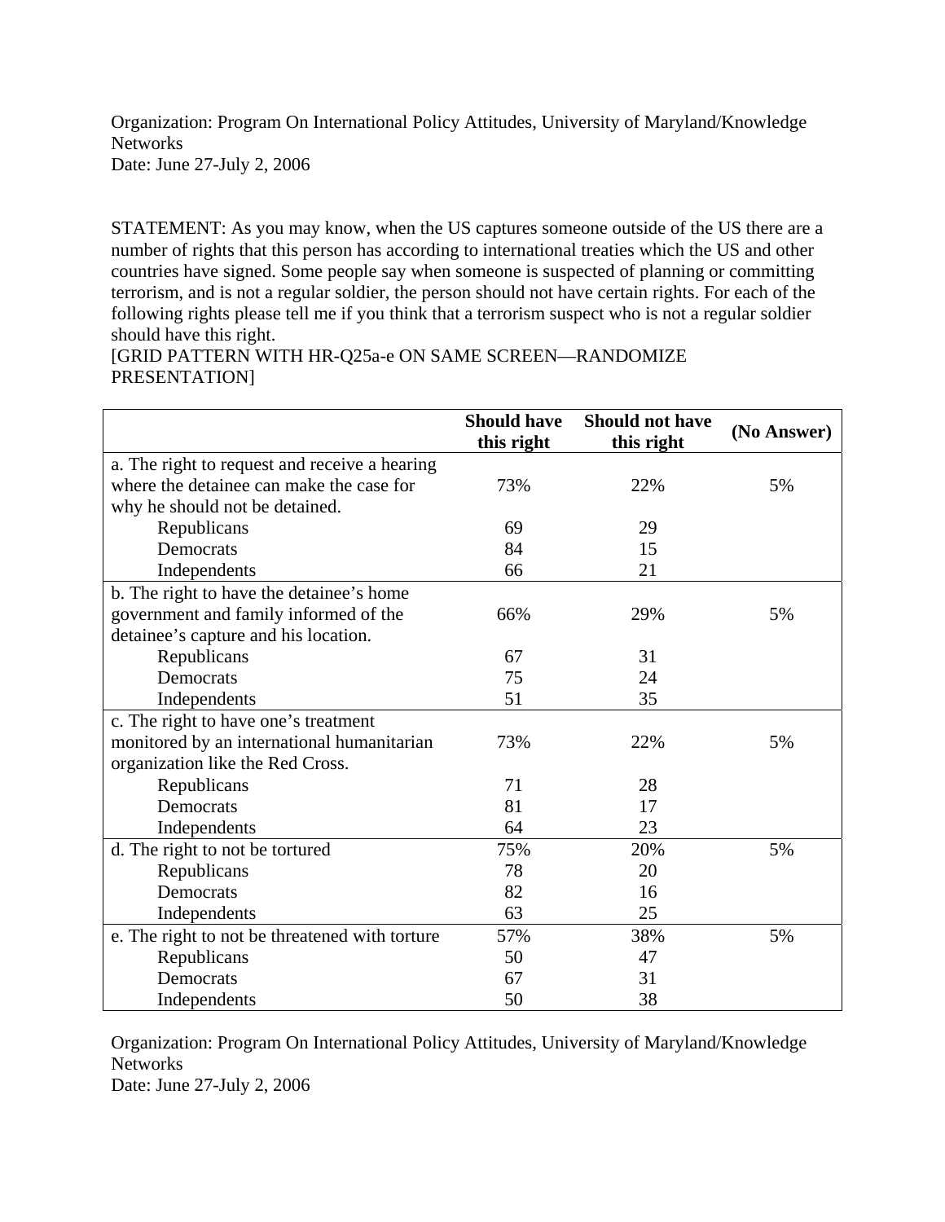Organization: Program On International Policy Attitudes, University of Maryland/Knowledge Networks
Date: June 27-July 2, 2006

STATEMENT: As you may know, when the US captures someone outside of the US there are a number of rights that this person has according to international treaties which the US and other countries have signed. Some people say when someone is suspected of planning or committing terrorism, and is not a regular soldier, the person should not have certain rights. For each of the following rights please tell me if you think that a terrorism suspect who is not a regular soldier should have this right.
[GRID PATTERN WITH HR-Q25a-e ON SAME SCREEN—RANDOMIZE PRESENTATION]

| | Should have this right | Should not have this right | (No Answer) |
|---|---|---|---|
| a. The right to request and receive a hearing where the detainee can make the case for why he should not be detained. | 73% | 22% | 5% |
| Republicans | 69 | 29 | |
| Democrats | 84 | 15 | |
| Independents | 66 | 21 | |
| b. The right to have the detainee's home government and family informed of the detainee's capture and his location. | 66% | 29% | 5% |
| Republicans | 67 | 31 | |
| Democrats | 75 | 24 | |
| Independents | 51 | 35 | |
| c. The right to have one's treatment monitored by an international humanitarian organization like the Red Cross. | 73% | 22% | 5% |
| Republicans | 71 | 28 | |
| Democrats | 81 | 17 | |
| Independents | 64 | 23 | |
| d. The right to not be tortured | 75% | 20% | 5% |
| Republicans | 78 | 20 | |
| Democrats | 82 | 16 | |
| Independents | 63 | 25 | |
| e. The right to not be threatened with torture | 57% | 38% | 5% |
| Republicans | 50 | 47 | |
| Democrats | 67 | 31 | |
| Independents | 50 | 38 | |

Organization: Program On International Policy Attitudes, University of Maryland/Knowledge Networks
Date: June 27-July 2, 2006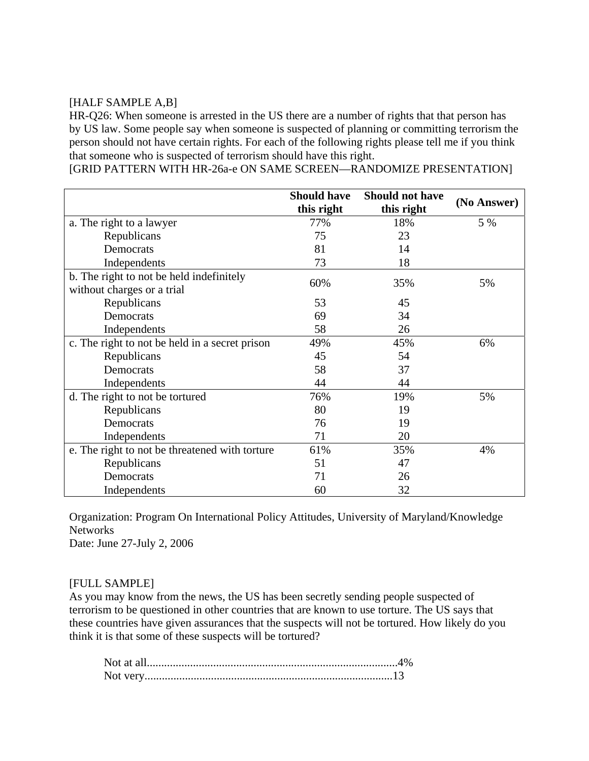[HALF SAMPLE A,B]

HR-Q26: When someone is arrested in the US there are a number of rights that that person has by US law. Some people say when someone is suspected of planning or committing terrorism the person should not have certain rights. For each of the following rights please tell me if you think that someone who is suspected of terrorism should have this right.

[GRID PATTERN WITH HR-26a-e ON SAME SCREEN—RANDOMIZE PRESENTATION]

| | Should have this right | Should not have this right | (No Answer) |
|---|---|---|---|
| a. The right to a lawyer | 77% | 18% | 5 % |
| Republicans | 75 | 23 | |
| Democrats | 81 | 14 | |
| Independents | 73 | 18 | |
| b. The right to not be held indefinitely without charges or a trial | 60% | 35% | 5% |
| Republicans | 53 | 45 | |
| Democrats | 69 | 34 | |
| Independents | 58 | 26 | |
| c. The right to not be held in a secret prison | 49% | 45% | 6% |
| Republicans | 45 | 54 | |
| Democrats | 58 | 37 | |
| Independents | 44 | 44 | |
| d. The right to not be tortured | 76% | 19% | 5% |
| Republicans | 80 | 19 | |
| Democrats | 76 | 19 | |
| Independents | 71 | 20 | |
| e. The right to not be threatened with torture | 61% | 35% | 4% |
| Republicans | 51 | 47 | |
| Democrats | 71 | 26 | |
| Independents | 60 | 32 | |

Organization: Program On International Policy Attitudes, University of Maryland/Knowledge Networks

Date: June 27-July 2, 2006

[FULL SAMPLE]

As you may know from the news, the US has been secretly sending people suspected of terrorism to be questioned in other countries that are known to use torture. The US says that these countries have given assurances that the suspects will not be tortured. How likely do you think it is that some of these suspects will be tortured?

Not at all.......................................................................................4%
Not very.......................................................................................13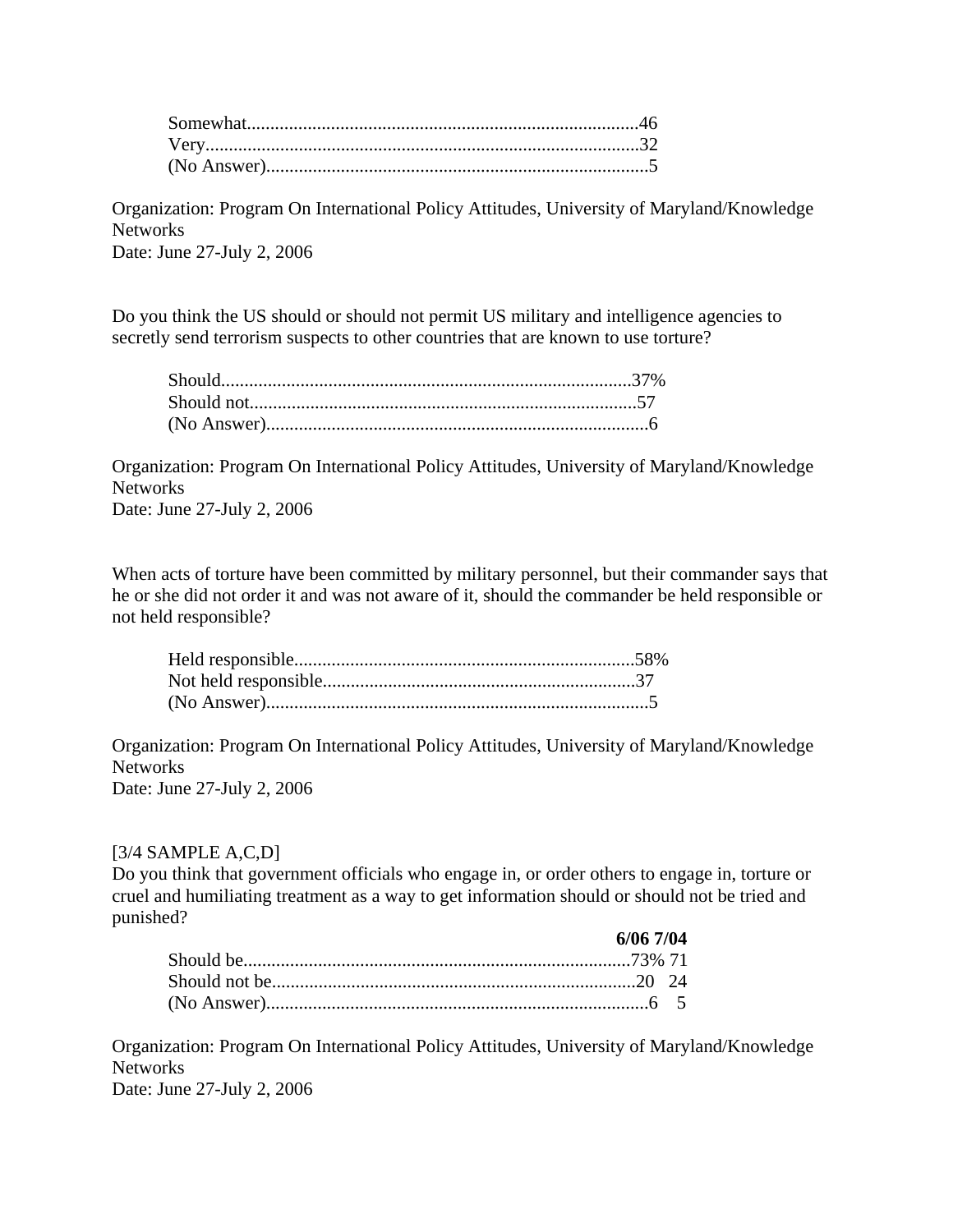Somewhat....................................................................................46
Very.............................................................................................32
(No Answer)..................................................................................5

Organization: Program On International Policy Attitudes, University of Maryland/Knowledge Networks
Date: June 27-July 2, 2006

Do you think the US should or should not permit US military and intelligence agencies to secretly send terrorism suspects to other countries that are known to use torture?

Should.......................................................................................37%
Should not..................................................................................57
(No Answer)..................................................................................6

Organization: Program On International Policy Attitudes, University of Maryland/Knowledge Networks
Date: June 27-July 2, 2006

When acts of torture have been committed by military personnel, but their commander says that he or she did not order it and was not aware of it, should the commander be held responsible or not held responsible?

Held responsible.........................................................................58%
Not held responsible...................................................................37
(No Answer)..................................................................................5

Organization: Program On International Policy Attitudes, University of Maryland/Knowledge Networks
Date: June 27-July 2, 2006

[3/4 SAMPLE A,C,D]
Do you think that government officials who engage in, or order others to engage in, torture or cruel and humiliating treatment as a way to get information should or should not be tried and punished?

| | **6/06** | **7/04** |
|---|---|---|
| Should be | 73% | 71 |
| Should not be | 20 | 24 |
| (No Answer) | 6 | 5 |

Organization: Program On International Policy Attitudes, University of Maryland/Knowledge Networks
Date: June 27-July 2, 2006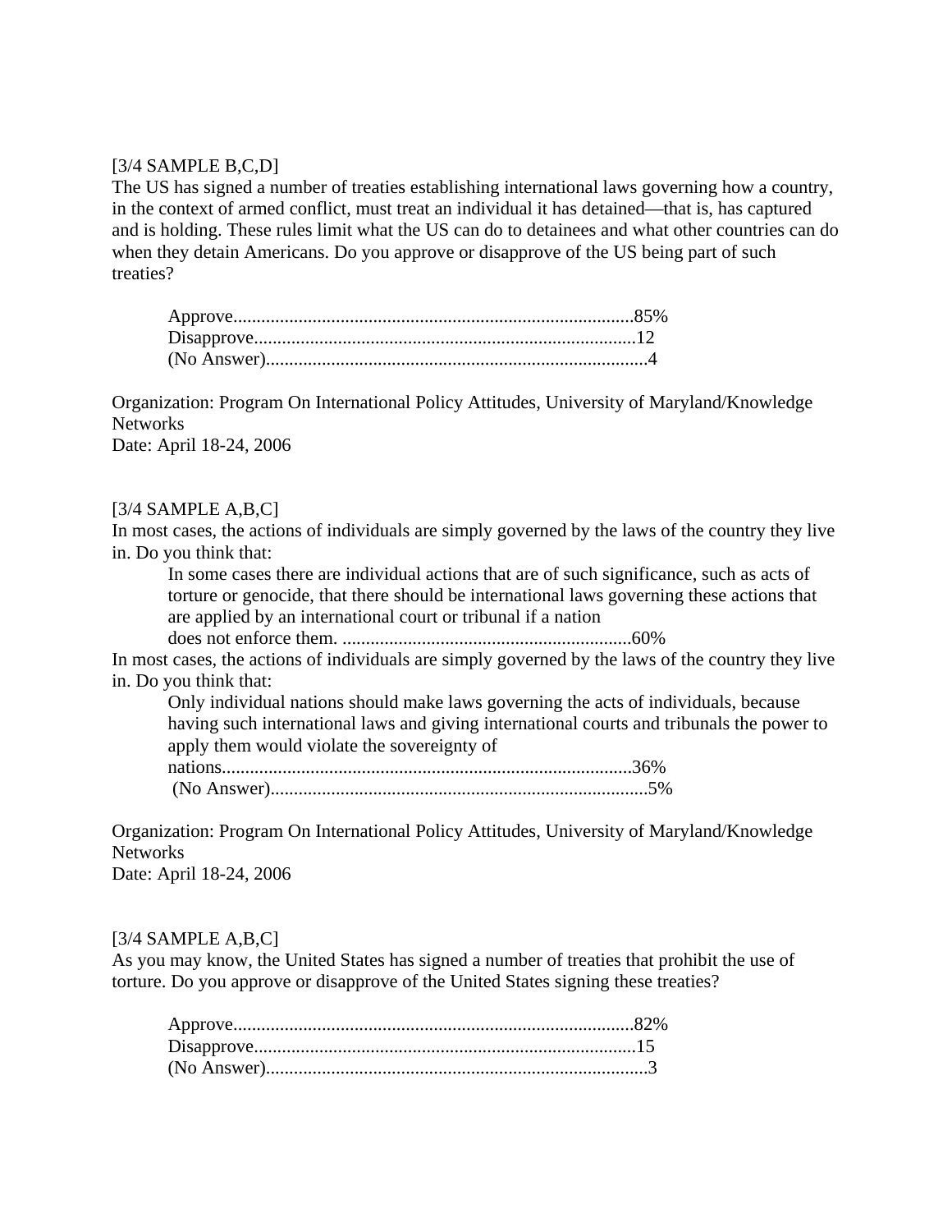[3/4 SAMPLE B,C,D]
The US has signed a number of treaties establishing international laws governing how a country, in the context of armed conflict, must treat an individual it has detained—that is, has captured and is holding. These rules limit what the US can do to detainees and what other countries can do when they detain Americans. Do you approve or disapprove of the US being part of such treaties?

> Approve......................................................................................85%
> Disapprove..................................................................................12
> (No Answer)..................................................................................4

Organization: Program On International Policy Attitudes, University of Maryland/Knowledge Networks
Date: April 18-24, 2006

[3/4 SAMPLE A,B,C]
In most cases, the actions of individuals are simply governed by the laws of the country they live in. Do you think that:

> In some cases there are individual actions that are of such significance, such as acts of torture or genocide, that there should be international laws governing these actions that are applied by an international court or tribunal if a nation does not enforce them. ..............................................................60%

In most cases, the actions of individuals are simply governed by the laws of the country they live in. Do you think that:

> Only individual nations should make laws governing the acts of individuals, because having such international laws and giving international courts and tribunals the power to apply them would violate the sovereignty of nations........................................................................................36%
> (No Answer)..................................................................................5%

Organization: Program On International Policy Attitudes, University of Maryland/Knowledge Networks
Date: April 18-24, 2006

[3/4 SAMPLE A,B,C]
As you may know, the United States has signed a number of treaties that prohibit the use of torture. Do you approve or disapprove of the United States signing these treaties?

> Approve......................................................................................82%
> Disapprove..................................................................................15
> (No Answer)..................................................................................3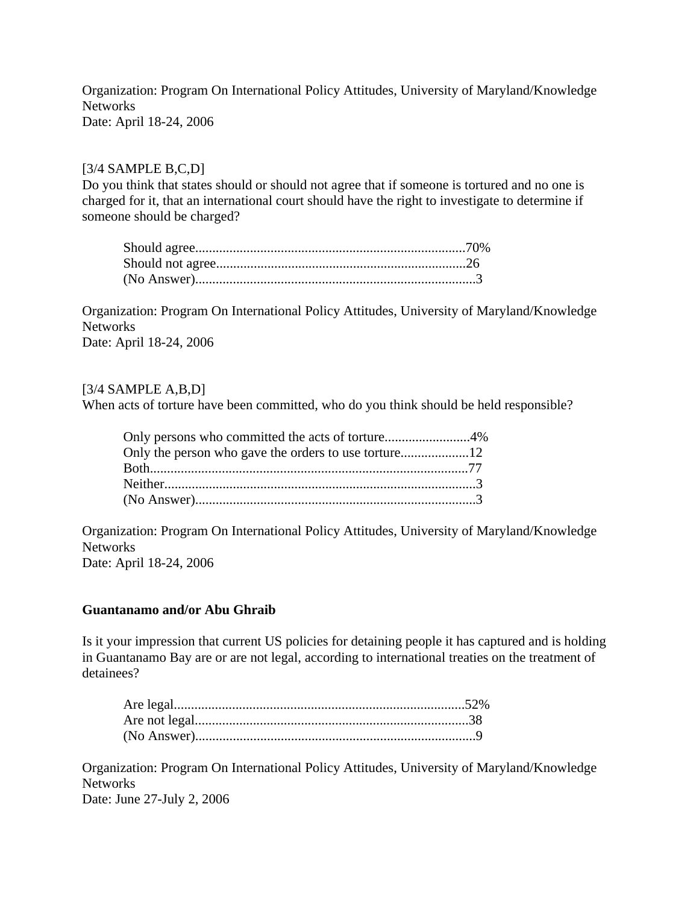Organization: Program On International Policy Attitudes, University of Maryland/Knowledge Networks
Date: April 18-24, 2006

[3/4 SAMPLE B,C,D]
Do you think that states should or should not agree that if someone is tortured and no one is charged for it, that an international court should have the right to investigate to determine if someone should be charged?

Should agree..............................................................................70%
Should not agree........................................................................26
(No Answer).................................................................................3

Organization: Program On International Policy Attitudes, University of Maryland/Knowledge Networks
Date: April 18-24, 2006

[3/4 SAMPLE A,B,D]
When acts of torture have been committed, who do you think should be held responsible?

Only persons who committed the acts of torture.........................4%
Only the person who gave the orders to use torture....................12
Both............................................................................................77
Neither..........................................................................................3
(No Answer).................................................................................3

Organization: Program On International Policy Attitudes, University of Maryland/Knowledge Networks
Date: April 18-24, 2006

**Guantanamo and/or Abu Ghraib**

Is it your impression that current US policies for detaining people it has captured and is holding in Guantanamo Bay are or are not legal, according to international treaties on the treatment of detainees?

Are legal....................................................................................52%
Are not legal...............................................................................38
(No Answer).................................................................................9

Organization: Program On International Policy Attitudes, University of Maryland/Knowledge Networks
Date: June 27-July 2, 2006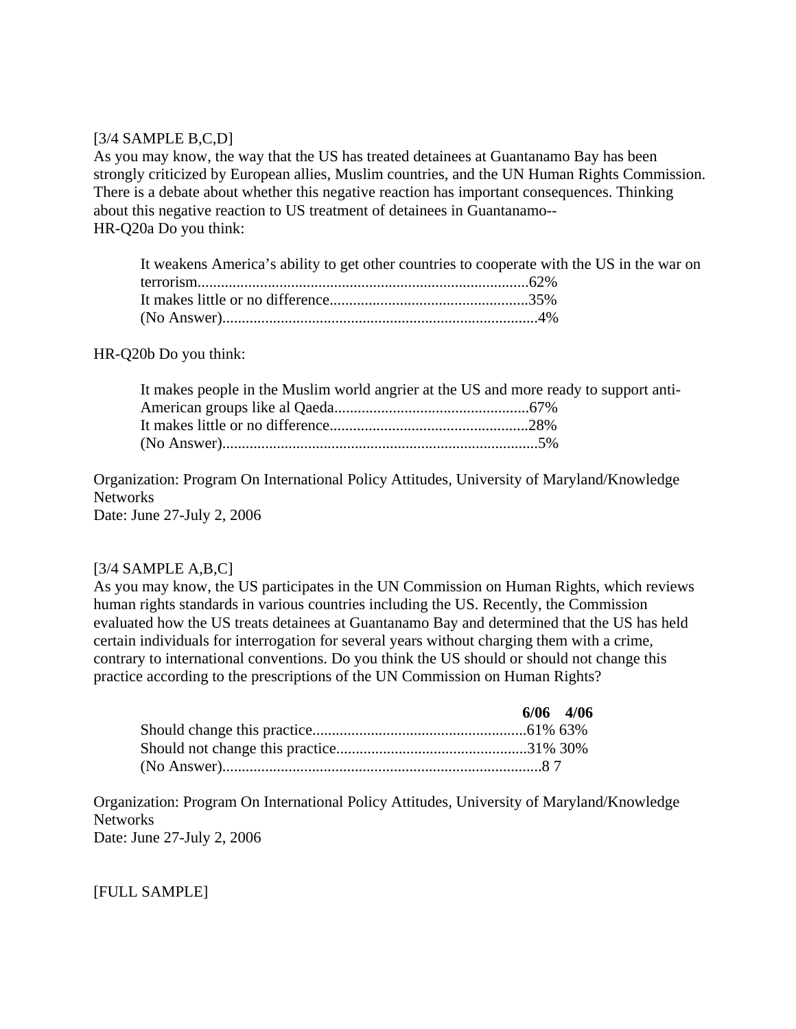[3/4 SAMPLE B,C,D]
As you may know, the way that the US has treated detainees at Guantanamo Bay has been strongly criticized by European allies, Muslim countries, and the UN Human Rights Commission. There is a debate about whether this negative reaction has important consequences. Thinking about this negative reaction to US treatment of detainees in Guantanamo--
HR-Q20a Do you think:

| | |
|---|---|
| It weakens America's ability to get other countries to cooperate with the US in the war on terrorism | 62% |
| It makes little or no difference | 35% |
| (No Answer) | 4% |

HR-Q20b Do you think:

| | |
|---|---|
| It makes people in the Muslim world angrier at the US and more ready to support anti-American groups like al Qaeda | 67% |
| It makes little or no difference | 28% |
| (No Answer) | 5% |

Organization: Program On International Policy Attitudes, University of Maryland/Knowledge Networks
Date: June 27-July 2, 2006

[3/4 SAMPLE A,B,C]
As you may know, the US participates in the UN Commission on Human Rights, which reviews human rights standards in various countries including the US. Recently, the Commission evaluated how the US treats detainees at Guantanamo Bay and determined that the US has held certain individuals for interrogation for several years without charging them with a crime, contrary to international conventions. Do you think the US should or should not change this practice according to the prescriptions of the UN Commission on Human Rights?

| | **6/06** | **4/06** |
|---|---|---|
| Should change this practice | 61% | 63% |
| Should not change this practice | 31% | 30% |
| (No Answer) | 8 | 7 |

Organization: Program On International Policy Attitudes, University of Maryland/Knowledge Networks
Date: June 27-July 2, 2006

[FULL SAMPLE]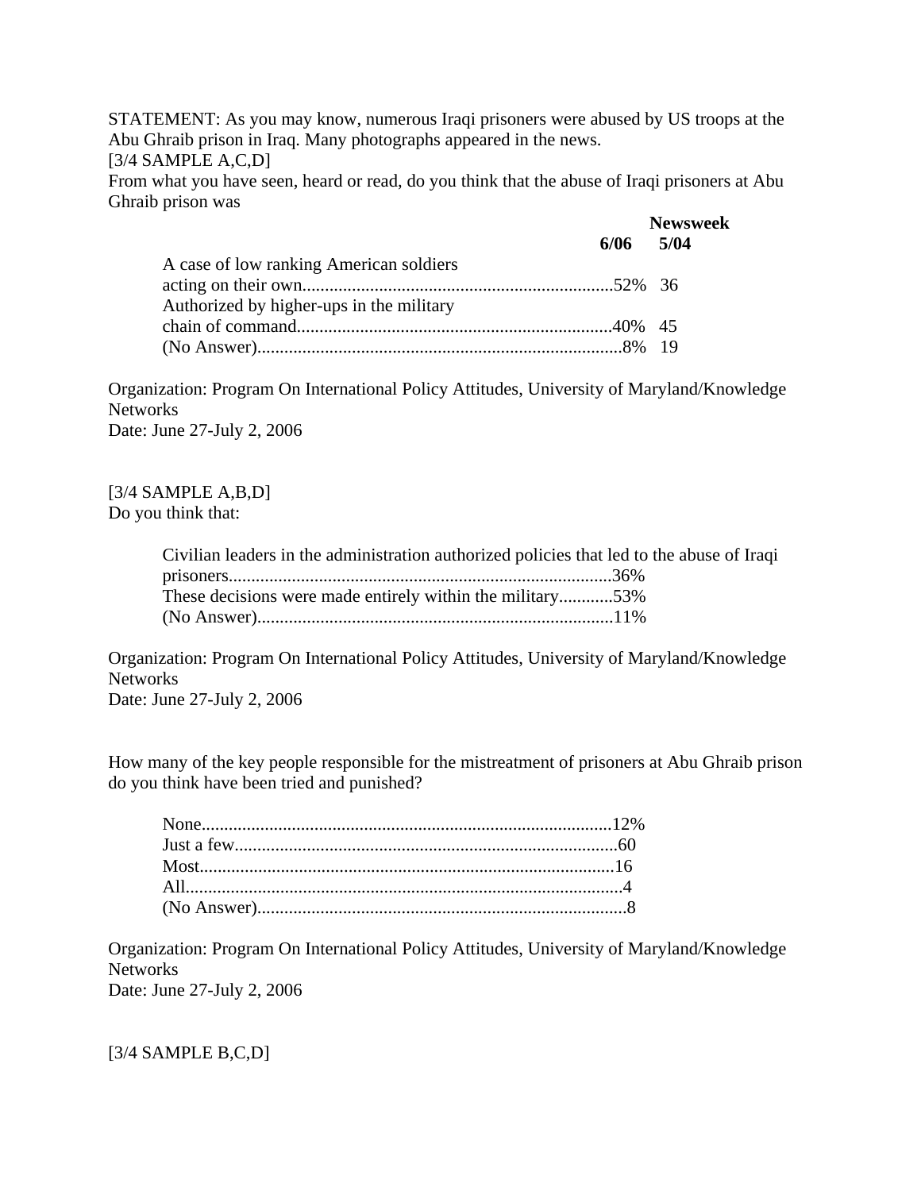STATEMENT: As you may know, numerous Iraqi prisoners were abused by US troops at the Abu Ghraib prison in Iraq. Many photographs appeared in the news.
[3/4 SAMPLE A,C,D]
From what you have seen, heard or read, do you think that the abuse of Iraqi prisoners at Abu Ghraib prison was

| | 6/06 | Newsweek 5/04 |
|---|---|---|
| A case of low ranking American soldiers acting on their own | 52% | 36 |
| Authorized by higher-ups in the military chain of command | 40% | 45 |
| (No Answer) | 8% | 19 |

Organization: Program On International Policy Attitudes, University of Maryland/Knowledge Networks
Date: June 27-July 2, 2006

[3/4 SAMPLE A,B,D]
Do you think that:

| | |
|---|---|
| Civilian leaders in the administration authorized policies that led to the abuse of Iraqi prisoners | 36% |
| These decisions were made entirely within the military | 53% |
| (No Answer) | 11% |

Organization: Program On International Policy Attitudes, University of Maryland/Knowledge Networks
Date: June 27-July 2, 2006

How many of the key people responsible for the mistreatment of prisoners at Abu Ghraib prison do you think have been tried and punished?

| | |
|---|---|
| None | 12% |
| Just a few | 60 |
| Most | 16 |
| All | 4 |
| (No Answer) | 8 |

Organization: Program On International Policy Attitudes, University of Maryland/Knowledge Networks
Date: June 27-July 2, 2006

[3/4 SAMPLE B,C,D]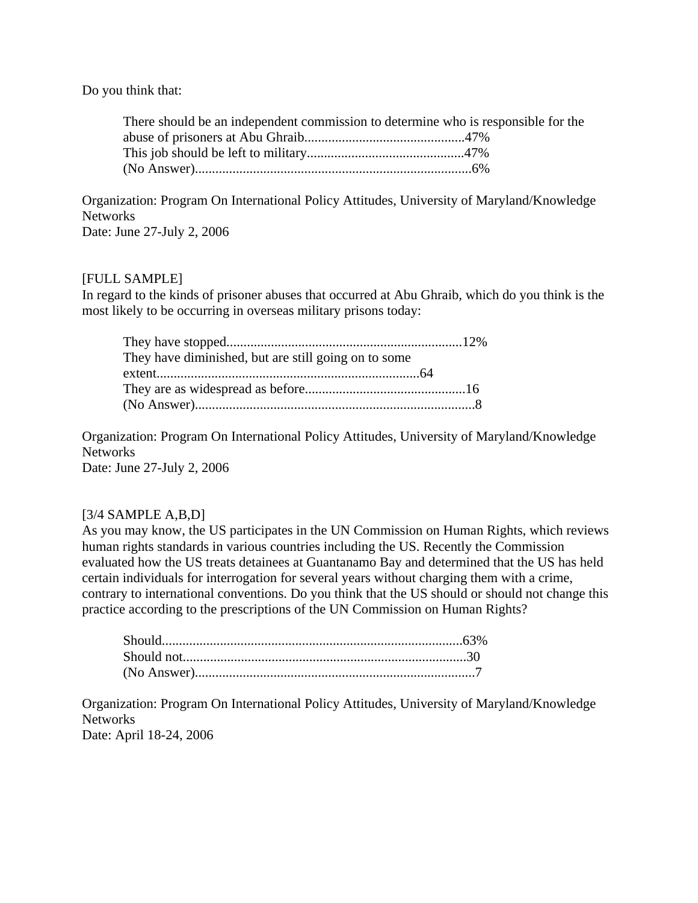Do you think that:

There should be an independent commission to determine who is responsible for the abuse of prisoners at Abu Ghraib...............................................47%
This job should be left to military..............................................47%
(No Answer).................................................................................6%

Organization: Program On International Policy Attitudes, University of Maryland/Knowledge Networks
Date: June 27-July 2, 2006

[FULL SAMPLE]
In regard to the kinds of prisoner abuses that occurred at Abu Ghraib, which do you think is the most likely to be occurring in overseas military prisons today:

They have stopped.....................................................................12%
They have diminished, but are still going on to some extent............................................................................64
They are as widespread as before...............................................16
(No Answer)..................................................................................8

Organization: Program On International Policy Attitudes, University of Maryland/Knowledge Networks
Date: June 27-July 2, 2006

[3/4 SAMPLE A,B,D]
As you may know, the US participates in the UN Commission on Human Rights, which reviews human rights standards in various countries including the US. Recently the Commission evaluated how the US treats detainees at Guantanamo Bay and determined that the US has held certain individuals for interrogation for several years without charging them with a crime, contrary to international conventions. Do you think that the US should or should not change this practice according to the prescriptions of the UN Commission on Human Rights?

Should.......................................................................................63%
Should not..................................................................................30
(No Answer)..................................................................................7

Organization: Program On International Policy Attitudes, University of Maryland/Knowledge Networks
Date: April 18-24, 2006